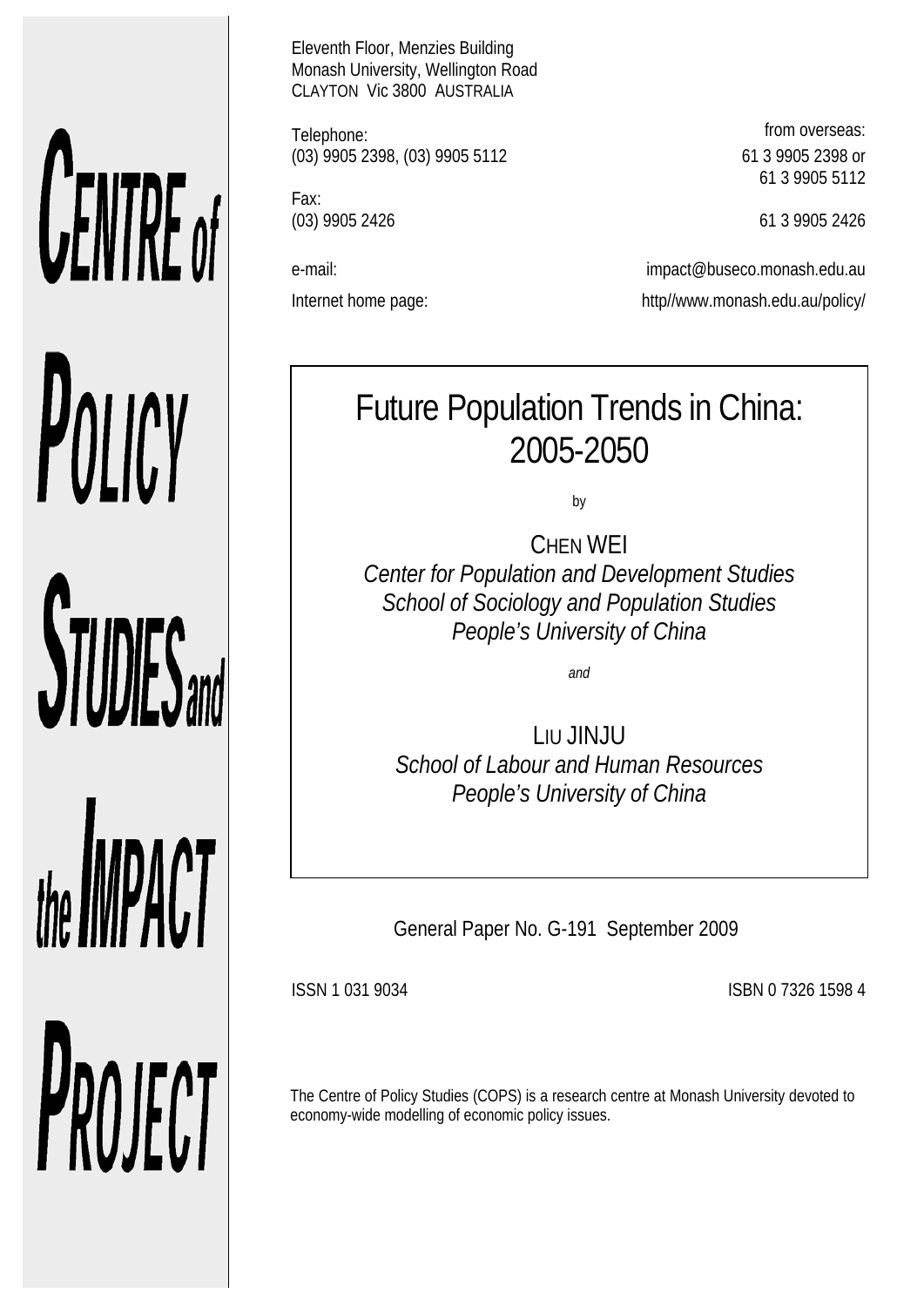# Centre of Policy Studies and the Impact Project

Eleventh Floor, Menzies Building
Monash University, Wellington Road
CLAYTON Vic 3800 AUSTRALIA

| | |
|---|---|
| Telephone: | from overseas: |
| (03) 9905 2398, (03) 9905 5112 | 61 3 9905 2398 or 61 3 9905 5112 |
| Fax: | |
| (03) 9905 2426 | 61 3 9905 2426 |
| e-mail: | impact@buseco.monash.edu.au |
| Internet home page: | http//www.monash.edu.au/policy/ |

# Future Population Trends in China: 2005-2050

by

CHEN WEI
*Center for Population and Development Studies*
*School of Sociology and Population Studies*
*People's University of China*

*and*

LIU JINJU
*School of Labour and Human Resources*
*People's University of China*

General Paper No. G-191 September 2009

ISSN 1 031 9034

ISBN 0 7326 1598 4

The Centre of Policy Studies (COPS) is a research centre at Monash University devoted to economy-wide modelling of economic policy issues.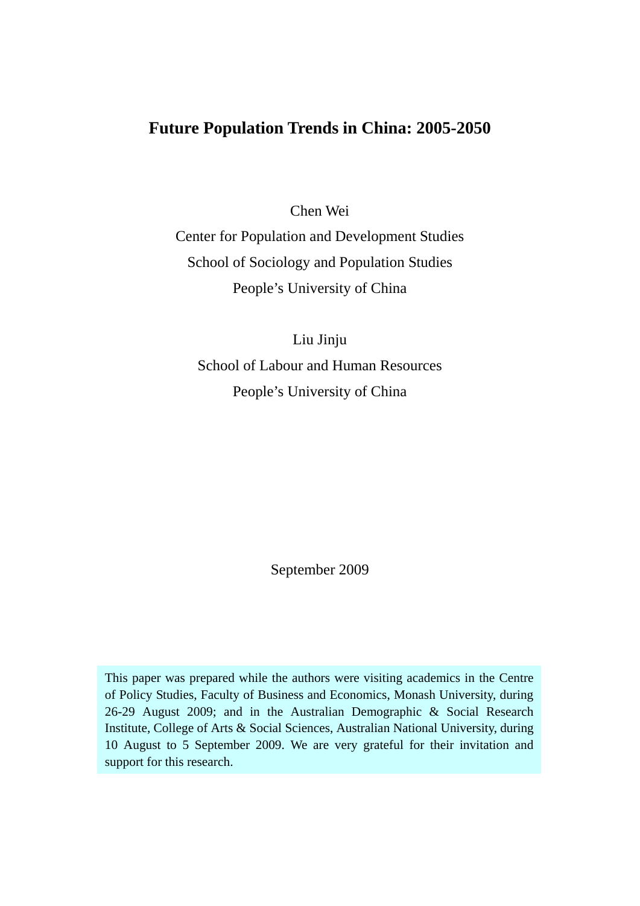# Future Population Trends in China: 2005-2050

Chen Wei

Center for Population and Development Studies

School of Sociology and Population Studies

People's University of China

Liu Jinju

School of Labour and Human Resources

People's University of China

September 2009

This paper was prepared while the authors were visiting academics in the Centre of Policy Studies, Faculty of Business and Economics, Monash University, during 26-29 August 2009; and in the Australian Demographic & Social Research Institute, College of Arts & Social Sciences, Australian National University, during 10 August to 5 September 2009. We are very grateful for their invitation and support for this research.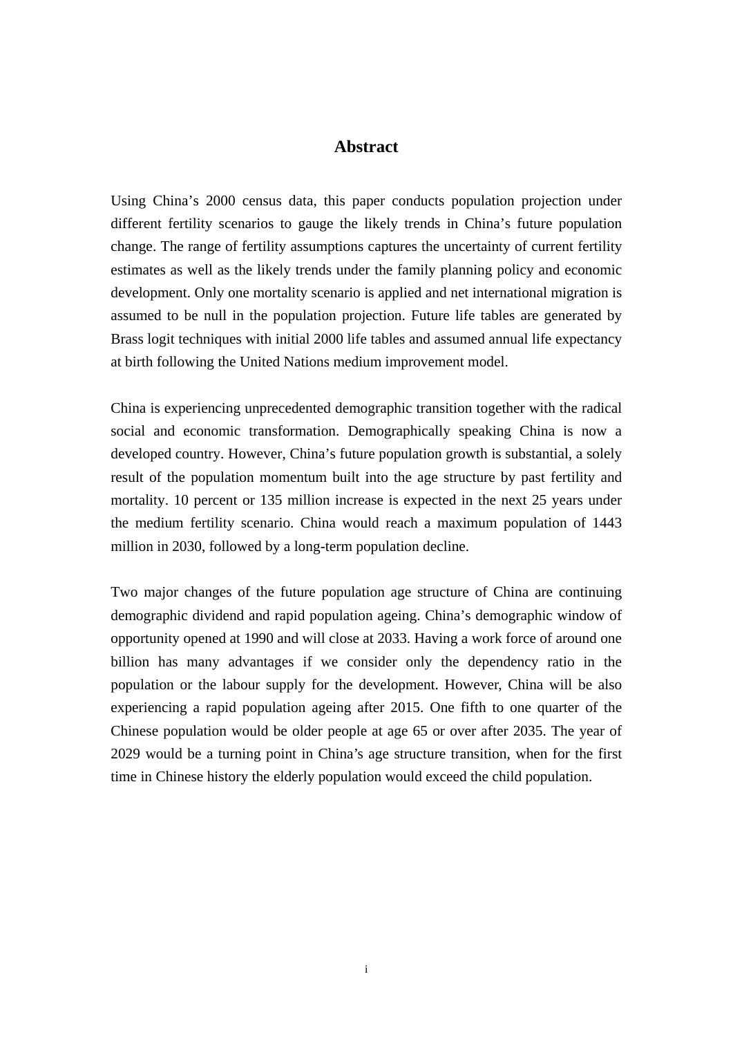# Abstract

Using China's 2000 census data, this paper conducts population projection under different fertility scenarios to gauge the likely trends in China's future population change. The range of fertility assumptions captures the uncertainty of current fertility estimates as well as the likely trends under the family planning policy and economic development. Only one mortality scenario is applied and net international migration is assumed to be null in the population projection. Future life tables are generated by Brass logit techniques with initial 2000 life tables and assumed annual life expectancy at birth following the United Nations medium improvement model.

China is experiencing unprecedented demographic transition together with the radical social and economic transformation. Demographically speaking China is now a developed country. However, China's future population growth is substantial, a solely result of the population momentum built into the age structure by past fertility and mortality. 10 percent or 135 million increase is expected in the next 25 years under the medium fertility scenario. China would reach a maximum population of 1443 million in 2030, followed by a long-term population decline.

Two major changes of the future population age structure of China are continuing demographic dividend and rapid population ageing. China's demographic window of opportunity opened at 1990 and will close at 2033. Having a work force of around one billion has many advantages if we consider only the dependency ratio in the population or the labour supply for the development. However, China will be also experiencing a rapid population ageing after 2015. One fifth to one quarter of the Chinese population would be older people at age 65 or over after 2035. The year of 2029 would be a turning point in China's age structure transition, when for the first time in Chinese history the elderly population would exceed the child population.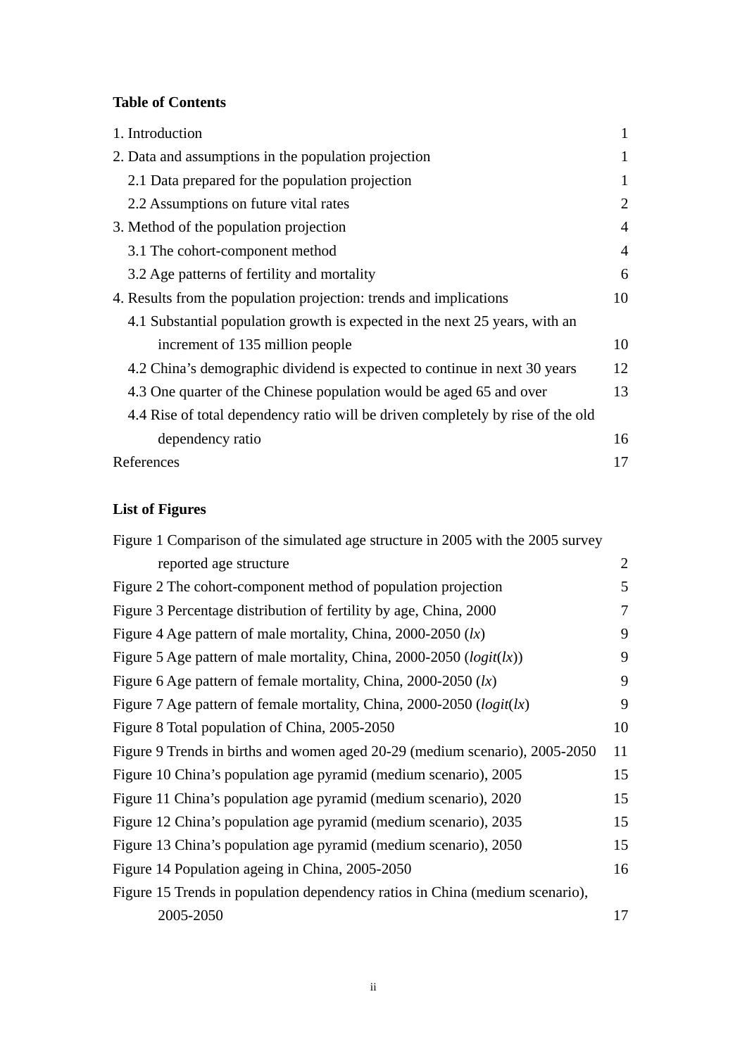**Table of Contents**

| | |
|---|---|
| 1. Introduction | 1 |
| 2. Data and assumptions in the population projection | 1 |
| 2.1 Data prepared for the population projection | 1 |
| 2.2 Assumptions on future vital rates | 2 |
| 3. Method of the population projection | 4 |
| 3.1 The cohort-component method | 4 |
| 3.2 Age patterns of fertility and mortality | 6 |
| 4. Results from the population projection: trends and implications | 10 |
| 4.1 Substantial population growth is expected in the next 25 years, with an increment of 135 million people | 10 |
| 4.2 China's demographic dividend is expected to continue in next 30 years | 12 |
| 4.3 One quarter of the Chinese population would be aged 65 and over | 13 |
| 4.4 Rise of total dependency ratio will be driven completely by rise of the old dependency ratio | 16 |
| References | 17 |

**List of Figures**

| | |
|---|---|
| Figure 1 Comparison of the simulated age structure in 2005 with the 2005 survey reported age structure | 2 |
| Figure 2 The cohort-component method of population projection | 5 |
| Figure 3 Percentage distribution of fertility by age, China, 2000 | 7 |
| Figure 4 Age pattern of male mortality, China, 2000-2050 (*lx*) | 9 |
| Figure 5 Age pattern of male mortality, China, 2000-2050 (*logit*(*lx*)) | 9 |
| Figure 6 Age pattern of female mortality, China, 2000-2050 (*lx*) | 9 |
| Figure 7 Age pattern of female mortality, China, 2000-2050 (*logit*(*lx*) | 9 |
| Figure 8 Total population of China, 2005-2050 | 10 |
| Figure 9 Trends in births and women aged 20-29 (medium scenario), 2005-2050 | 11 |
| Figure 10 China's population age pyramid (medium scenario), 2005 | 15 |
| Figure 11 China's population age pyramid (medium scenario), 2020 | 15 |
| Figure 12 China's population age pyramid (medium scenario), 2035 | 15 |
| Figure 13 China's population age pyramid (medium scenario), 2050 | 15 |
| Figure 14 Population ageing in China, 2005-2050 | 16 |
| Figure 15 Trends in population dependency ratios in China (medium scenario), 2005-2050 | 17 |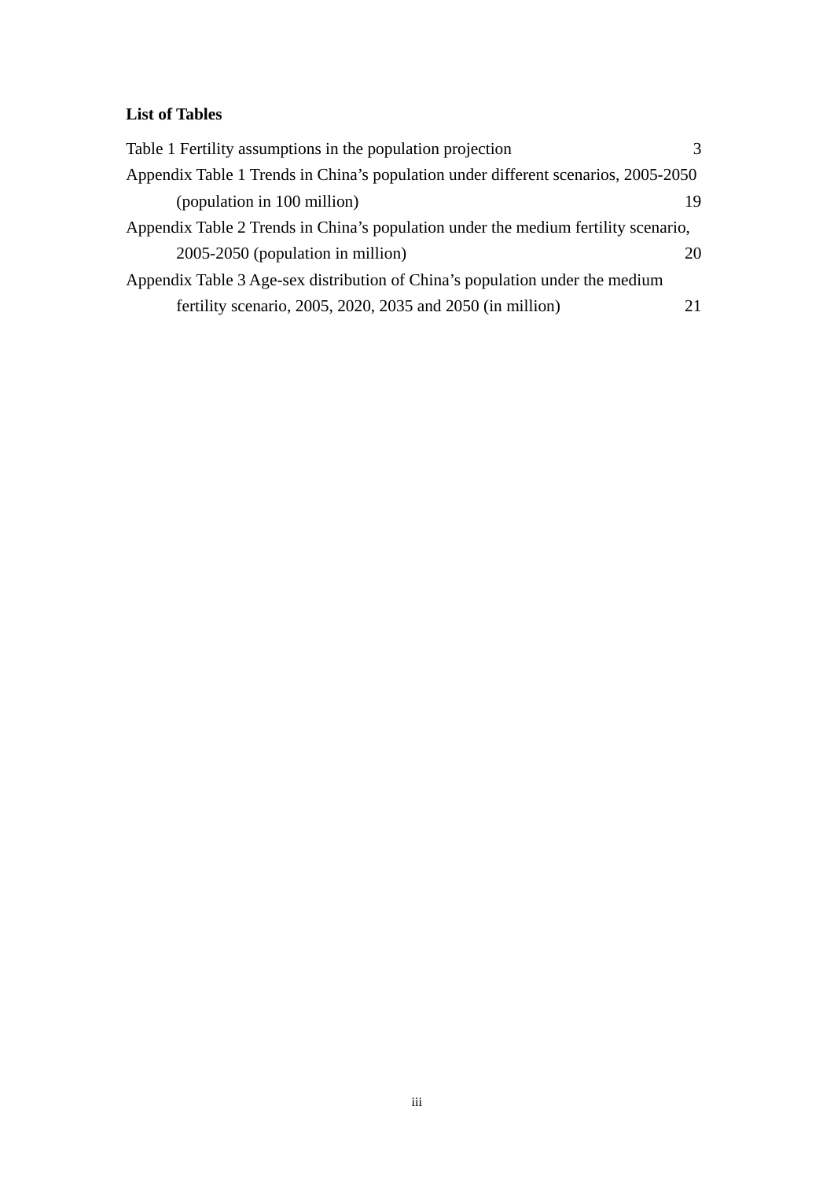**List of Tables**

Table 1 Fertility assumptions in the population projection 3

Appendix Table 1 Trends in China's population under different scenarios, 2005-2050 (population in 100 million) 19

Appendix Table 2 Trends in China's population under the medium fertility scenario, 2005-2050 (population in million) 20

Appendix Table 3 Age-sex distribution of China's population under the medium fertility scenario, 2005, 2020, 2035 and 2050 (in million) 21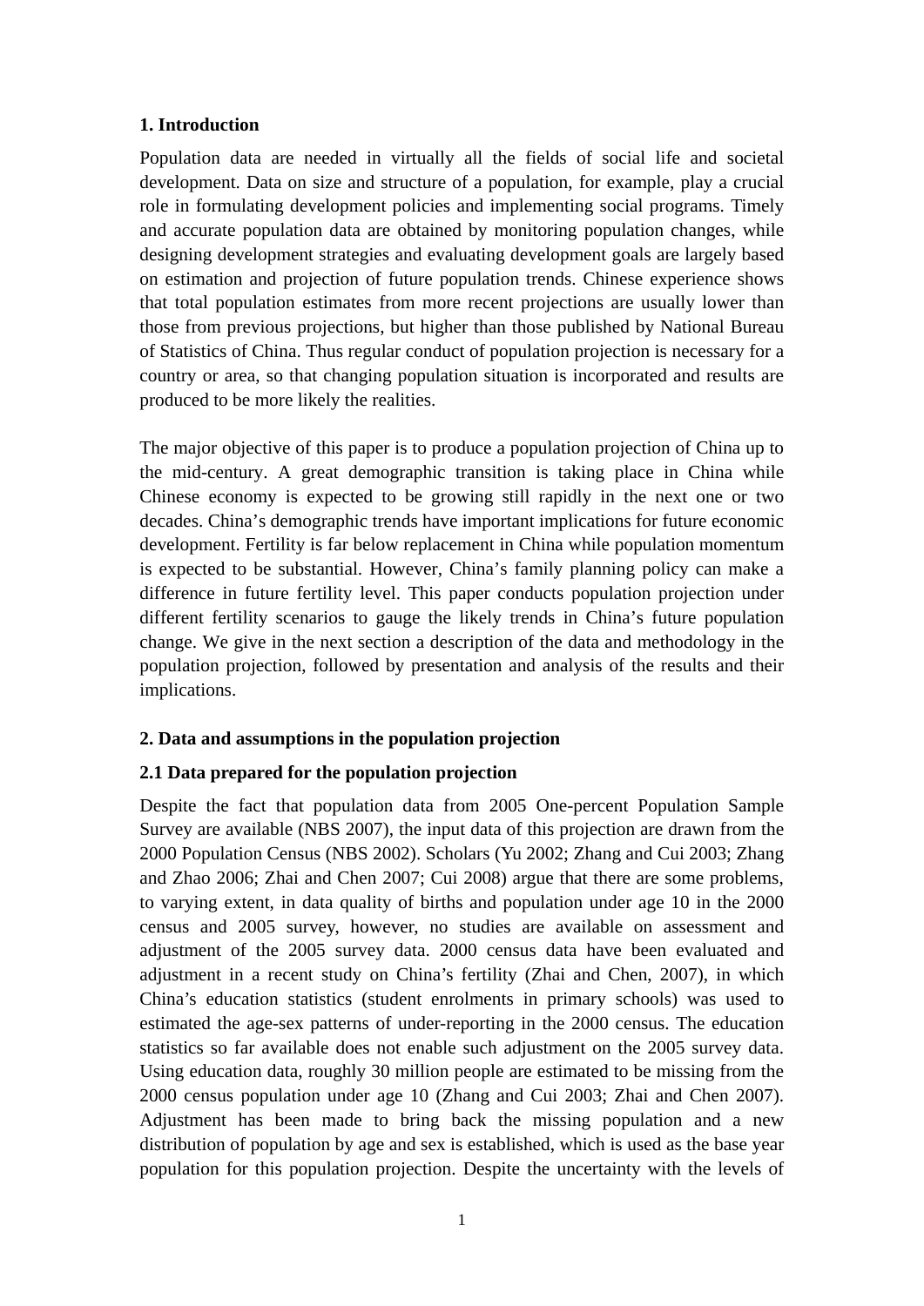## 1. Introduction

Population data are needed in virtually all the fields of social life and societal development. Data on size and structure of a population, for example, play a crucial role in formulating development policies and implementing social programs. Timely and accurate population data are obtained by monitoring population changes, while designing development strategies and evaluating development goals are largely based on estimation and projection of future population trends. Chinese experience shows that total population estimates from more recent projections are usually lower than those from previous projections, but higher than those published by National Bureau of Statistics of China. Thus regular conduct of population projection is necessary for a country or area, so that changing population situation is incorporated and results are produced to be more likely the realities.

The major objective of this paper is to produce a population projection of China up to the mid-century. A great demographic transition is taking place in China while Chinese economy is expected to be growing still rapidly in the next one or two decades. China's demographic trends have important implications for future economic development. Fertility is far below replacement in China while population momentum is expected to be substantial. However, China's family planning policy can make a difference in future fertility level. This paper conducts population projection under different fertility scenarios to gauge the likely trends in China's future population change. We give in the next section a description of the data and methodology in the population projection, followed by presentation and analysis of the results and their implications.

## 2. Data and assumptions in the population projection

### 2.1 Data prepared for the population projection

Despite the fact that population data from 2005 One-percent Population Sample Survey are available (NBS 2007), the input data of this projection are drawn from the 2000 Population Census (NBS 2002). Scholars (Yu 2002; Zhang and Cui 2003; Zhang and Zhao 2006; Zhai and Chen 2007; Cui 2008) argue that there are some problems, to varying extent, in data quality of births and population under age 10 in the 2000 census and 2005 survey, however, no studies are available on assessment and adjustment of the 2005 survey data. 2000 census data have been evaluated and adjustment in a recent study on China's fertility (Zhai and Chen, 2007), in which China's education statistics (student enrolments in primary schools) was used to estimated the age-sex patterns of under-reporting in the 2000 census. The education statistics so far available does not enable such adjustment on the 2005 survey data. Using education data, roughly 30 million people are estimated to be missing from the 2000 census population under age 10 (Zhang and Cui 2003; Zhai and Chen 2007). Adjustment has been made to bring back the missing population and a new distribution of population by age and sex is established, which is used as the base year population for this population projection. Despite the uncertainty with the levels of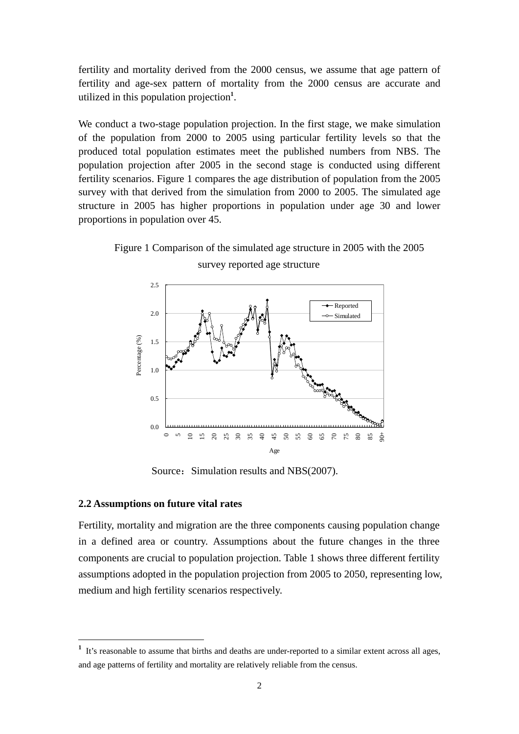fertility and mortality derived from the 2000 census, we assume that age pattern of fertility and age-sex pattern of mortality from the 2000 census are accurate and utilized in this population projection[1].

We conduct a two-stage population projection. In the first stage, we make simulation of the population from 2000 to 2005 using particular fertility levels so that the produced total population estimates meet the published numbers from NBS. The population projection after 2005 in the second stage is conducted using different fertility scenarios. Figure 1 compares the age distribution of population from the 2005 survey with that derived from the simulation from 2000 to 2005. The simulated age structure in 2005 has higher proportions in population under age 30 and lower proportions in population over 45.

Figure 1 Comparison of the simulated age structure in 2005 with the 2005 survey reported age structure

Source：Simulation results and NBS(2007).

### 2.2 Assumptions on future vital rates

Fertility, mortality and migration are the three components causing population change in a defined area or country. Assumptions about the future changes in the three components are crucial to population projection. Table 1 shows three different fertility assumptions adopted in the population projection from 2005 to 2050, representing low, medium and high fertility scenarios respectively.

[1] It's reasonable to assume that births and deaths are under-reported to a similar extent across all ages, and age patterns of fertility and mortality are relatively reliable from the census.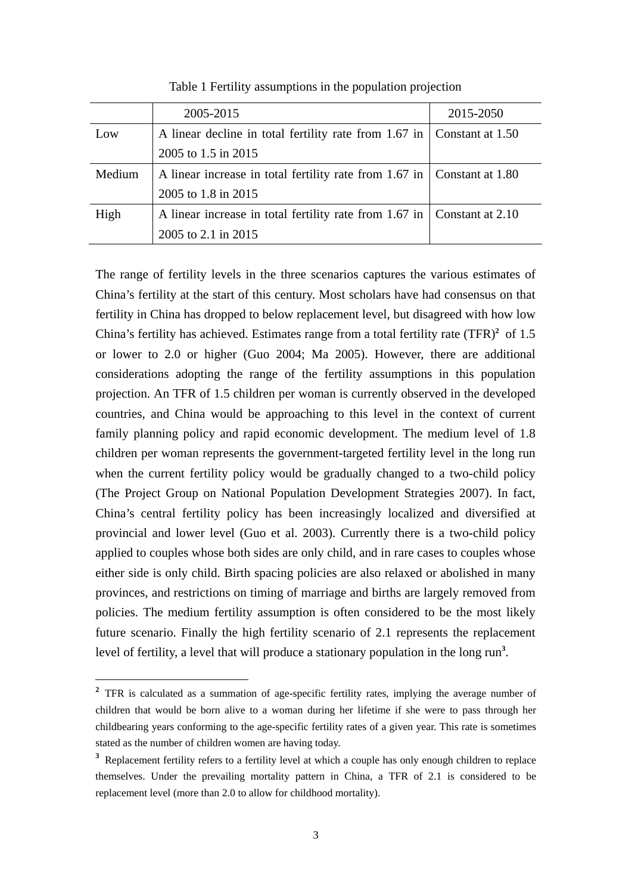Table 1 Fertility assumptions in the population projection

| | 2005-2015 | 2015-2050 |
|---|---|---|
| Low | A linear decline in total fertility rate from 1.67 in 2005 to 1.5 in 2015 | Constant at 1.50 |
| Medium | A linear increase in total fertility rate from 1.67 in 2005 to 1.8 in 2015 | Constant at 1.80 |
| High | A linear increase in total fertility rate from 1.67 in 2005 to 2.1 in 2015 | Constant at 2.10 |

The range of fertility levels in the three scenarios captures the various estimates of China's fertility at the start of this century. Most scholars have had consensus on that fertility in China has dropped to below replacement level, but disagreed with how low China's fertility has achieved. Estimates range from a total fertility rate (TFR)[2] of 1.5 or lower to 2.0 or higher (Guo 2004; Ma 2005). However, there are additional considerations adopting the range of the fertility assumptions in this population projection. An TFR of 1.5 children per woman is currently observed in the developed countries, and China would be approaching to this level in the context of current family planning policy and rapid economic development. The medium level of 1.8 children per woman represents the government-targeted fertility level in the long run when the current fertility policy would be gradually changed to a two-child policy (The Project Group on National Population Development Strategies 2007). In fact, China's central fertility policy has been increasingly localized and diversified at provincial and lower level (Guo et al. 2003). Currently there is a two-child policy applied to couples whose both sides are only child, and in rare cases to couples whose either side is only child. Birth spacing policies are also relaxed or abolished in many provinces, and restrictions on timing of marriage and births are largely removed from policies. The medium fertility assumption is often considered to be the most likely future scenario. Finally the high fertility scenario of 2.1 represents the replacement level of fertility, a level that will produce a stationary population in the long run[3].

[2] TFR is calculated as a summation of age-specific fertility rates, implying the average number of children that would be born alive to a woman during her lifetime if she were to pass through her childbearing years conforming to the age-specific fertility rates of a given year. This rate is sometimes stated as the number of children women are having today.

[3] Replacement fertility refers to a fertility level at which a couple has only enough children to replace themselves. Under the prevailing mortality pattern in China, a TFR of 2.1 is considered to be replacement level (more than 2.0 to allow for childhood mortality).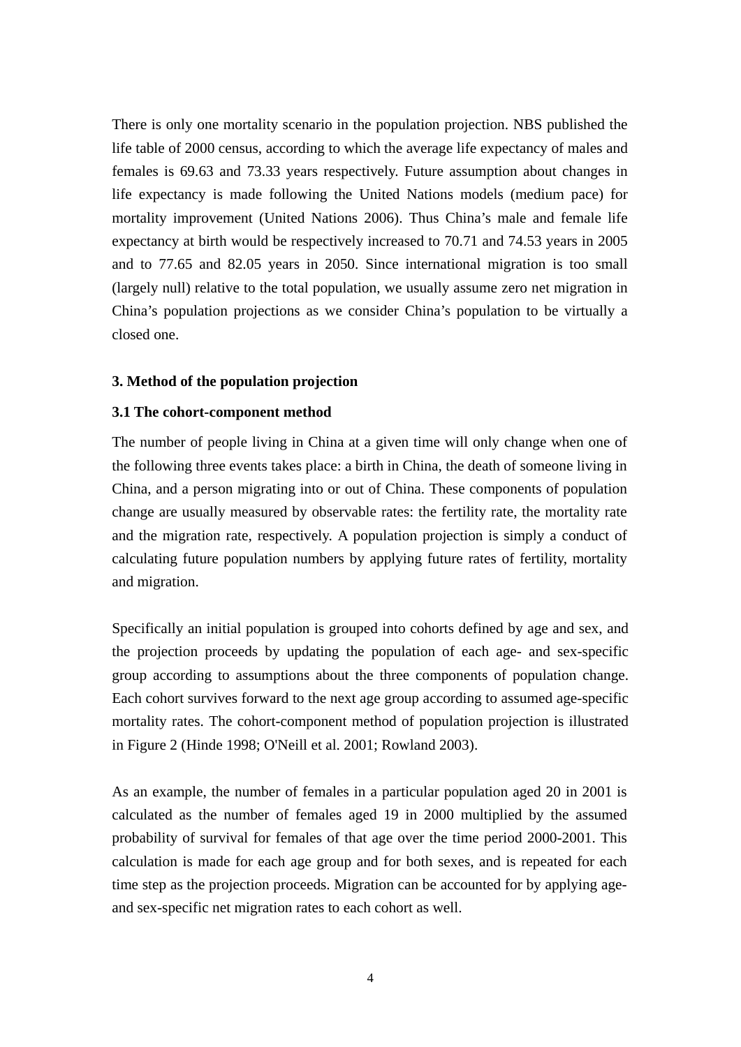There is only one mortality scenario in the population projection. NBS published the life table of 2000 census, according to which the average life expectancy of males and females is 69.63 and 73.33 years respectively. Future assumption about changes in life expectancy is made following the United Nations models (medium pace) for mortality improvement (United Nations 2006). Thus China's male and female life expectancy at birth would be respectively increased to 70.71 and 74.53 years in 2005 and to 77.65 and 82.05 years in 2050. Since international migration is too small (largely null) relative to the total population, we usually assume zero net migration in China's population projections as we consider China's population to be virtually a closed one.

## 3. Method of the population projection

### 3.1 The cohort-component method

The number of people living in China at a given time will only change when one of the following three events takes place: a birth in China, the death of someone living in China, and a person migrating into or out of China. These components of population change are usually measured by observable rates: the fertility rate, the mortality rate and the migration rate, respectively. A population projection is simply a conduct of calculating future population numbers by applying future rates of fertility, mortality and migration.

Specifically an initial population is grouped into cohorts defined by age and sex, and the projection proceeds by updating the population of each age- and sex-specific group according to assumptions about the three components of population change. Each cohort survives forward to the next age group according to assumed age-specific mortality rates. The cohort-component method of population projection is illustrated in Figure 2 (Hinde 1998; O'Neill et al. 2001; Rowland 2003).

As an example, the number of females in a particular population aged 20 in 2001 is calculated as the number of females aged 19 in 2000 multiplied by the assumed probability of survival for females of that age over the time period 2000-2001. This calculation is made for each age group and for both sexes, and is repeated for each time step as the projection proceeds. Migration can be accounted for by applying age- and sex-specific net migration rates to each cohort as well.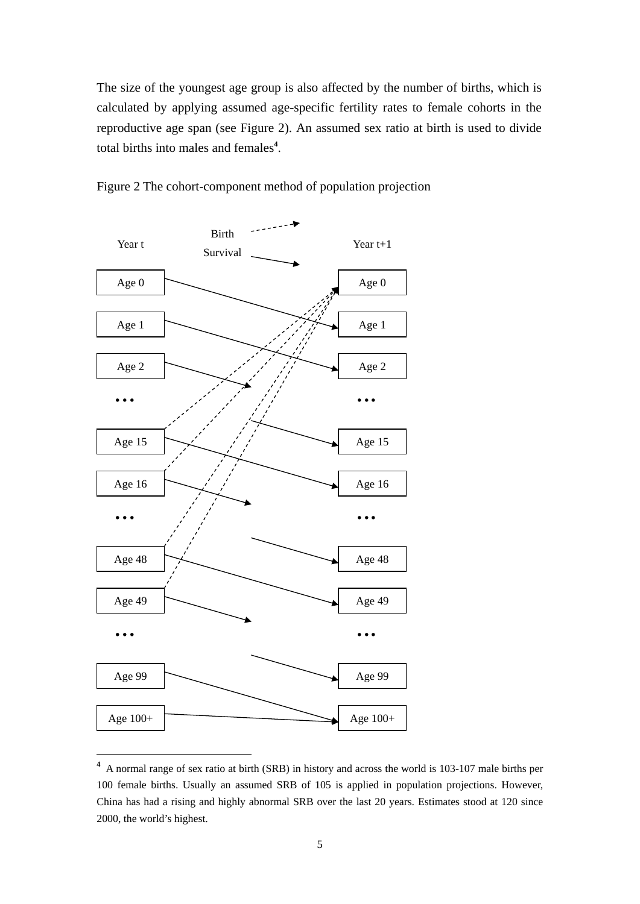The size of the youngest age group is also affected by the number of births, which is calculated by applying assumed age-specific fertility rates to female cohorts in the reproductive age span (see Figure 2). An assumed sex ratio at birth is used to divide total births into males and females[4].

Figure 2 The cohort-component method of population projection

[4] A normal range of sex ratio at birth (SRB) in history and across the world is 103-107 male births per 100 female births. Usually an assumed SRB of 105 is applied in population projections. However, China has had a rising and highly abnormal SRB over the last 20 years. Estimates stood at 120 since 2000, the world's highest.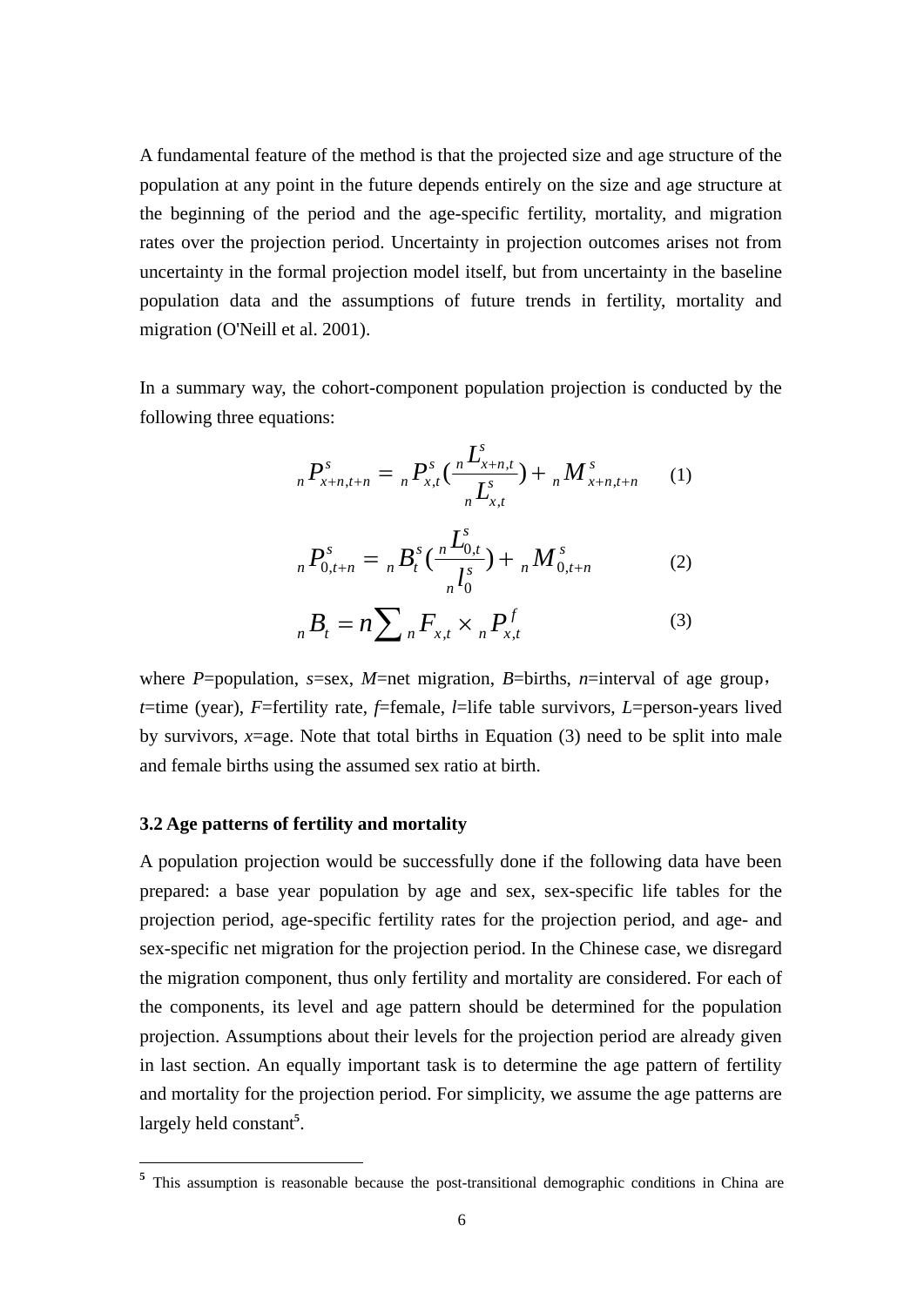A fundamental feature of the method is that the projected size and age structure of the population at any point in the future depends entirely on the size and age structure at the beginning of the period and the age-specific fertility, mortality, and migration rates over the projection period. Uncertainty in projection outcomes arises not from uncertainty in the formal projection model itself, but from uncertainty in the baseline population data and the assumptions of future trends in fertility, mortality and migration (O'Neill et al. 2001).

In a summary way, the cohort-component population projection is conducted by the following three equations:

$$ {}_nP^s_{x+n,t+n} = {}_nP^s_{x,t}\left(\frac{{}_nL^s_{x+n,t}}{{}_nL^s_{x,t}}\right) + {}_nM^s_{x+n,t+n} \quad (1) $$

$$ {}_nP^s_{0,t+n} = {}_nB^s_t\left(\frac{{}_nL^s_{0,t}}{{}_nl^s_0}\right) + {}_nM^s_{0,t+n} \quad (2) $$

$$ {}_nB_t = n\sum {}_nF_{x,t} \times {}_nP^f_{x,t} \quad (3) $$

where $P$=population, $s$=sex, $M$=net migration, $B$=births, $n$=interval of age group, $t$=time (year), $F$=fertility rate, $f$=female, $l$=life table survivors, $L$=person-years lived by survivors, $x$=age. Note that total births in Equation (3) need to be split into male and female births using the assumed sex ratio at birth.

### 3.2 Age patterns of fertility and mortality

A population projection would be successfully done if the following data have been prepared: a base year population by age and sex, sex-specific life tables for the projection period, age-specific fertility rates for the projection period, and age- and sex-specific net migration for the projection period. In the Chinese case, we disregard the migration component, thus only fertility and mortality are considered. For each of the components, its level and age pattern should be determined for the population projection. Assumptions about their levels for the projection period are already given in last section. An equally important task is to determine the age pattern of fertility and mortality for the projection period. For simplicity, we assume the age patterns are largely held constant[5].

[5] This assumption is reasonable because the post-transitional demographic conditions in China are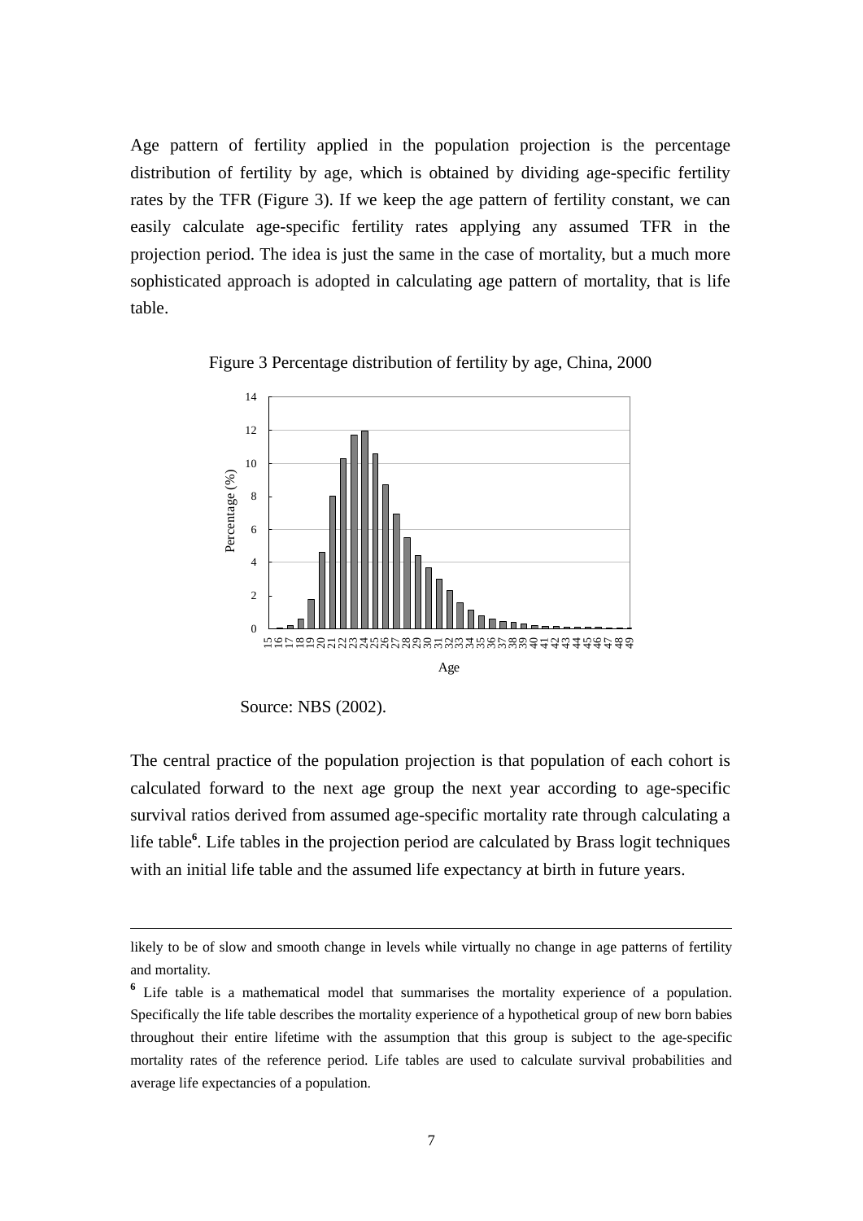Age pattern of fertility applied in the population projection is the percentage distribution of fertility by age, which is obtained by dividing age-specific fertility rates by the TFR (Figure 3). If we keep the age pattern of fertility constant, we can easily calculate age-specific fertility rates applying any assumed TFR in the projection period. The idea is just the same in the case of mortality, but a much more sophisticated approach is adopted in calculating age pattern of mortality, that is life table.

Figure 3 Percentage distribution of fertility by age, China, 2000

Source: NBS (2002).

The central practice of the population projection is that population of each cohort is calculated forward to the next age group the next year according to age-specific survival ratios derived from assumed age-specific mortality rate through calculating a life table[6]. Life tables in the projection period are calculated by Brass logit techniques with an initial life table and the assumed life expectancy at birth in future years.

---

likely to be of slow and smooth change in levels while virtually no change in age patterns of fertility and mortality.

[6] Life table is a mathematical model that summarises the mortality experience of a population. Specifically the life table describes the mortality experience of a hypothetical group of new born babies throughout their entire lifetime with the assumption that this group is subject to the age-specific mortality rates of the reference period. Life tables are used to calculate survival probabilities and average life expectancies of a population.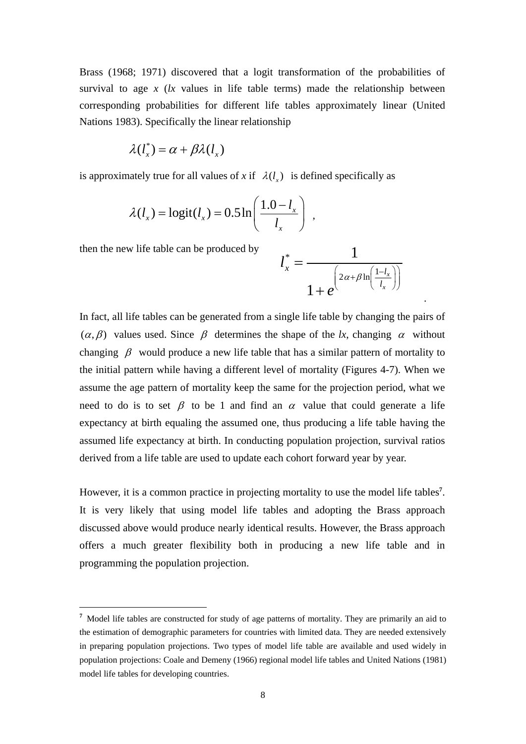Brass (1968; 1971) discovered that a logit transformation of the probabilities of survival to age $x$ ($lx$ values in life table terms) made the relationship between corresponding probabilities for different life tables approximately linear (United Nations 1983). Specifically the linear relationship

$$\lambda(l_x^*) = \alpha + \beta\lambda(l_x)$$

is approximately true for all values of $x$ if $\lambda(l_x)$ is defined specifically as

$$\lambda(l_x) = \text{logit}(l_x) = 0.5\ln\left(\frac{1.0 - l_x}{l_x}\right) \; ,$$

then the new life table can be produced by

$$l_x^* = \frac{1}{1 + e^{\left(2\alpha + \beta\ln\left(\frac{1-l_x}{l_x}\right)\right)}} \; .$$

In fact, all life tables can be generated from a single life table by changing the pairs of $(\alpha, \beta)$ values used. Since $\beta$ determines the shape of the $lx$, changing $\alpha$ without changing $\beta$ would produce a new life table that has a similar pattern of mortality to the initial pattern while having a different level of mortality (Figures 4-7). When we assume the age pattern of mortality keep the same for the projection period, what we need to do is to set $\beta$ to be 1 and find an $\alpha$ value that could generate a life expectancy at birth equaling the assumed one, thus producing a life table having the assumed life expectancy at birth. In conducting population projection, survival ratios derived from a life table are used to update each cohort forward year by year.

However, it is a common practice in projecting mortality to use the model life tables[7]. It is very likely that using model life tables and adopting the Brass approach discussed above would produce nearly identical results. However, the Brass approach offers a much greater flexibility both in producing a new life table and in programming the population projection.

---

[7] Model life tables are constructed for study of age patterns of mortality. They are primarily an aid to the estimation of demographic parameters for countries with limited data. They are needed extensively in preparing population projections. Two types of model life table are available and used widely in population projections: Coale and Demeny (1966) regional model life tables and United Nations (1981) model life tables for developing countries.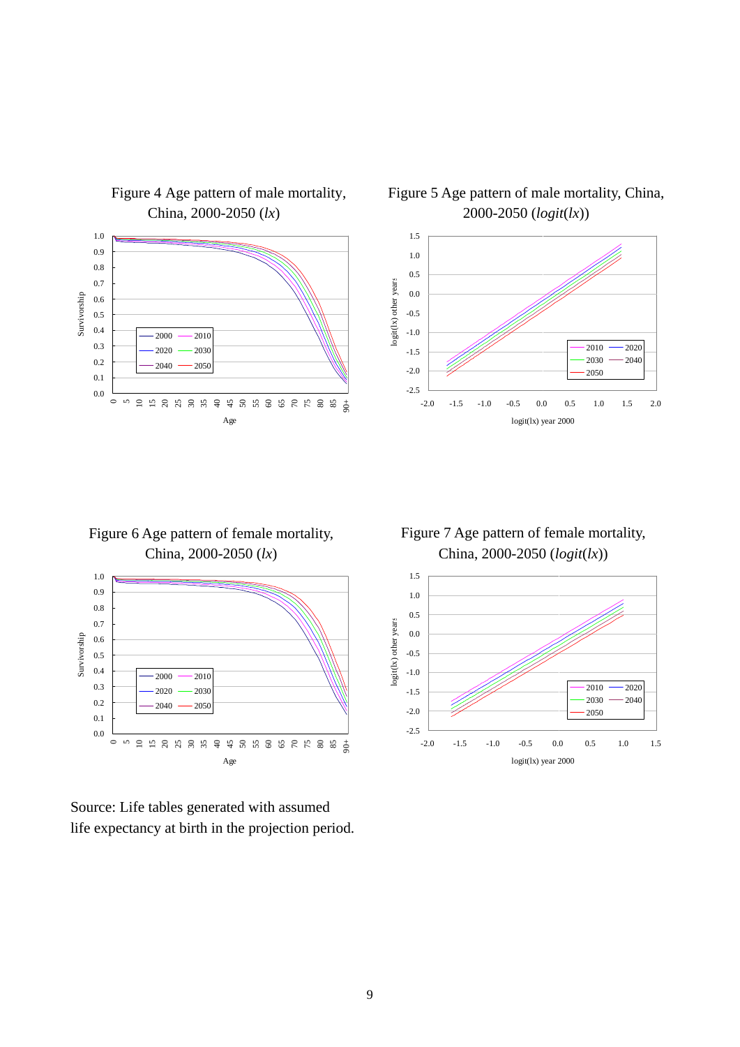Figure 4 Age pattern of male mortality, China, 2000-2050 (*lx*)

Figure 5 Age pattern of male mortality, China, 2000-2050 (*logit*(*lx*))

Figure 6 Age pattern of female mortality, China, 2000-2050 (*lx*)

Figure 7 Age pattern of female mortality, China, 2000-2050 (*logit*(*lx*))

Source: Life tables generated with assumed life expectancy at birth in the projection period.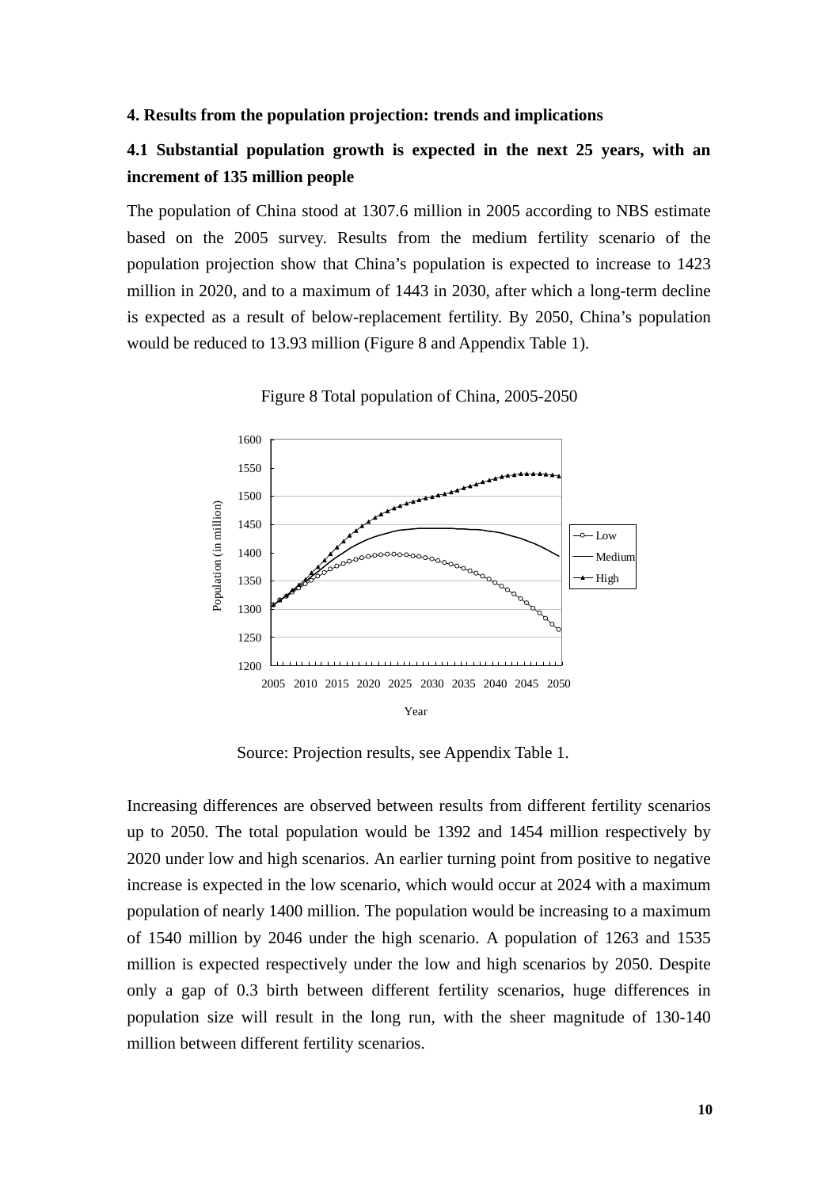### 4. Results from the population projection: trends and implications

#### 4.1 Substantial population growth is expected in the next 25 years, with an increment of 135 million people

The population of China stood at 1307.6 million in 2005 according to NBS estimate based on the 2005 survey. Results from the medium fertility scenario of the population projection show that China's population is expected to increase to 1423 million in 2020, and to a maximum of 1443 in 2030, after which a long-term decline is expected as a result of below-replacement fertility. By 2050, China's population would be reduced to 13.93 million (Figure 8 and Appendix Table 1).

Figure 8 Total population of China, 2005-2050

Source: Projection results, see Appendix Table 1.

Increasing differences are observed between results from different fertility scenarios up to 2050. The total population would be 1392 and 1454 million respectively by 2020 under low and high scenarios. An earlier turning point from positive to negative increase is expected in the low scenario, which would occur at 2024 with a maximum population of nearly 1400 million. The population would be increasing to a maximum of 1540 million by 2046 under the high scenario. A population of 1263 and 1535 million is expected respectively under the low and high scenarios by 2050. Despite only a gap of 0.3 birth between different fertility scenarios, huge differences in population size will result in the long run, with the sheer magnitude of 130-140 million between different fertility scenarios.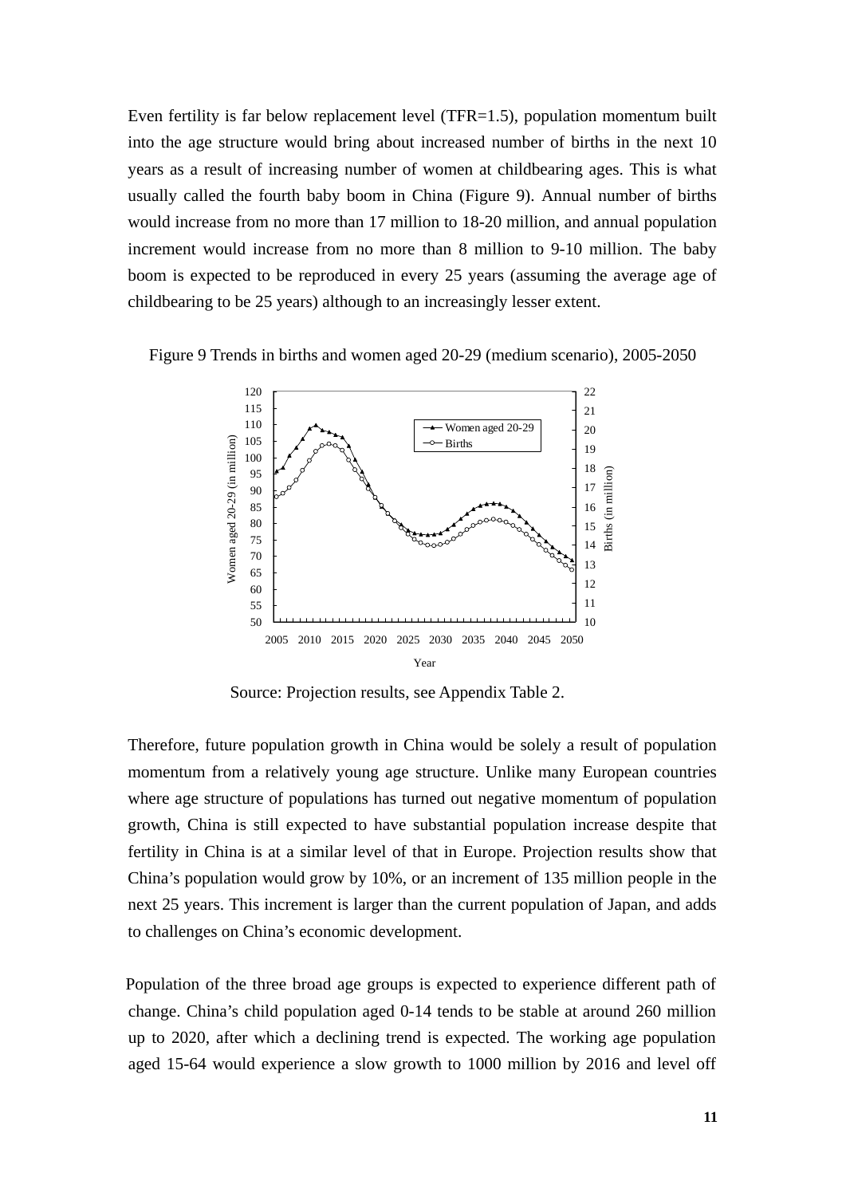Even fertility is far below replacement level (TFR=1.5), population momentum built into the age structure would bring about increased number of births in the next 10 years as a result of increasing number of women at childbearing ages. This is what usually called the fourth baby boom in China (Figure 9). Annual number of births would increase from no more than 17 million to 18-20 million, and annual population increment would increase from no more than 8 million to 9-10 million. The baby boom is expected to be reproduced in every 25 years (assuming the average age of childbearing to be 25 years) although to an increasingly lesser extent.

Figure 9 Trends in births and women aged 20-29 (medium scenario), 2005-2050

Source: Projection results, see Appendix Table 2.

Therefore, future population growth in China would be solely a result of population momentum from a relatively young age structure. Unlike many European countries where age structure of populations has turned out negative momentum of population growth, China is still expected to have substantial population increase despite that fertility in China is at a similar level of that in Europe. Projection results show that China's population would grow by 10%, or an increment of 135 million people in the next 25 years. This increment is larger than the current population of Japan, and adds to challenges on China's economic development.

Population of the three broad age groups is expected to experience different path of change. China's child population aged 0-14 tends to be stable at around 260 million up to 2020, after which a declining trend is expected. The working age population aged 15-64 would experience a slow growth to 1000 million by 2016 and level off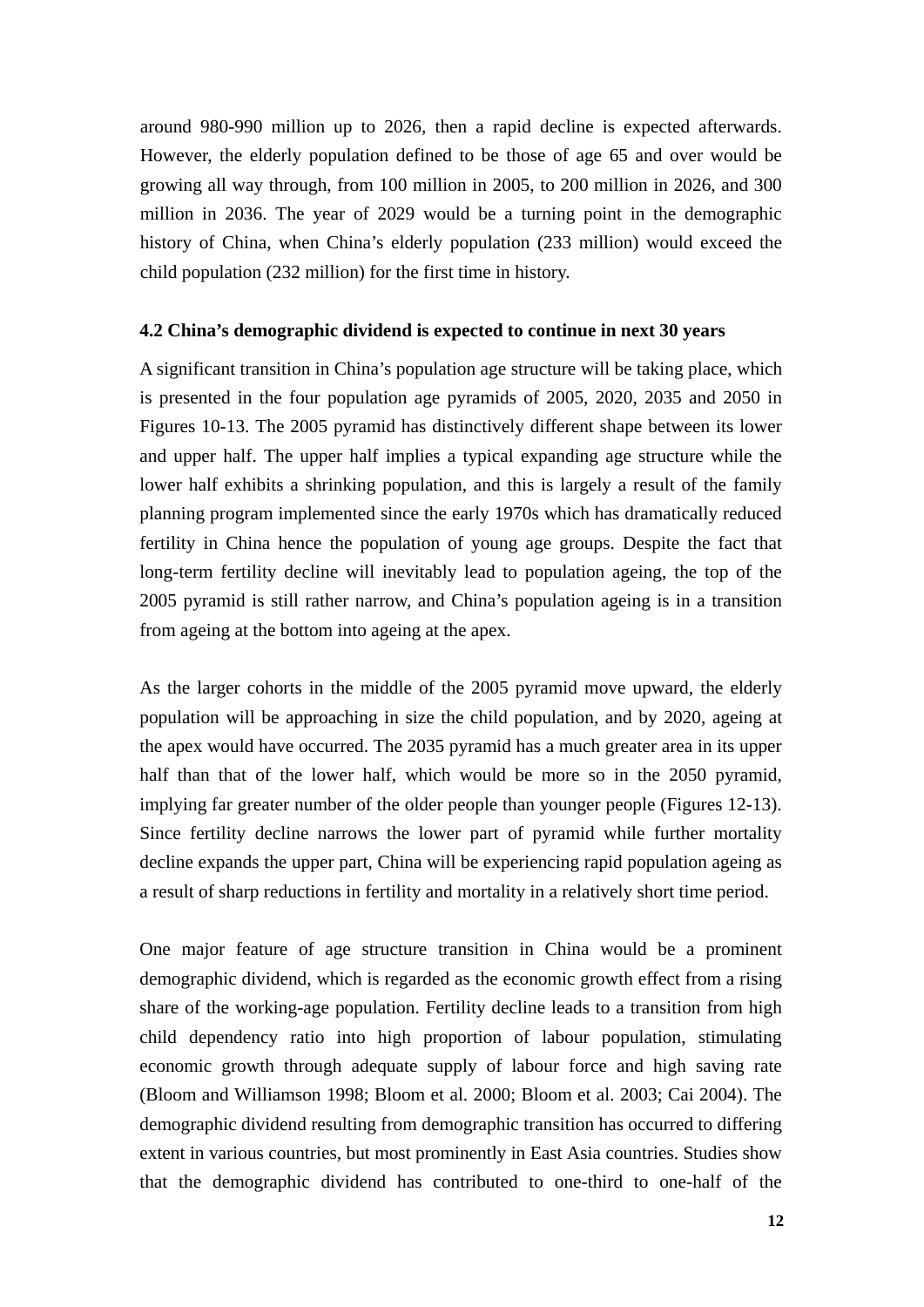around 980-990 million up to 2026, then a rapid decline is expected afterwards. However, the elderly population defined to be those of age 65 and over would be growing all way through, from 100 million in 2005, to 200 million in 2026, and 300 million in 2036. The year of 2029 would be a turning point in the demographic history of China, when China's elderly population (233 million) would exceed the child population (232 million) for the first time in history.

### 4.2 China's demographic dividend is expected to continue in next 30 years

A significant transition in China's population age structure will be taking place, which is presented in the four population age pyramids of 2005, 2020, 2035 and 2050 in Figures 10-13. The 2005 pyramid has distinctively different shape between its lower and upper half. The upper half implies a typical expanding age structure while the lower half exhibits a shrinking population, and this is largely a result of the family planning program implemented since the early 1970s which has dramatically reduced fertility in China hence the population of young age groups. Despite the fact that long-term fertility decline will inevitably lead to population ageing, the top of the 2005 pyramid is still rather narrow, and China's population ageing is in a transition from ageing at the bottom into ageing at the apex.

As the larger cohorts in the middle of the 2005 pyramid move upward, the elderly population will be approaching in size the child population, and by 2020, ageing at the apex would have occurred. The 2035 pyramid has a much greater area in its upper half than that of the lower half, which would be more so in the 2050 pyramid, implying far greater number of the older people than younger people (Figures 12-13). Since fertility decline narrows the lower part of pyramid while further mortality decline expands the upper part, China will be experiencing rapid population ageing as a result of sharp reductions in fertility and mortality in a relatively short time period.

One major feature of age structure transition in China would be a prominent demographic dividend, which is regarded as the economic growth effect from a rising share of the working-age population. Fertility decline leads to a transition from high child dependency ratio into high proportion of labour population, stimulating economic growth through adequate supply of labour force and high saving rate (Bloom and Williamson 1998; Bloom et al. 2000; Bloom et al. 2003; Cai 2004). The demographic dividend resulting from demographic transition has occurred to differing extent in various countries, but most prominently in East Asia countries. Studies show that the demographic dividend has contributed to one-third to one-half of the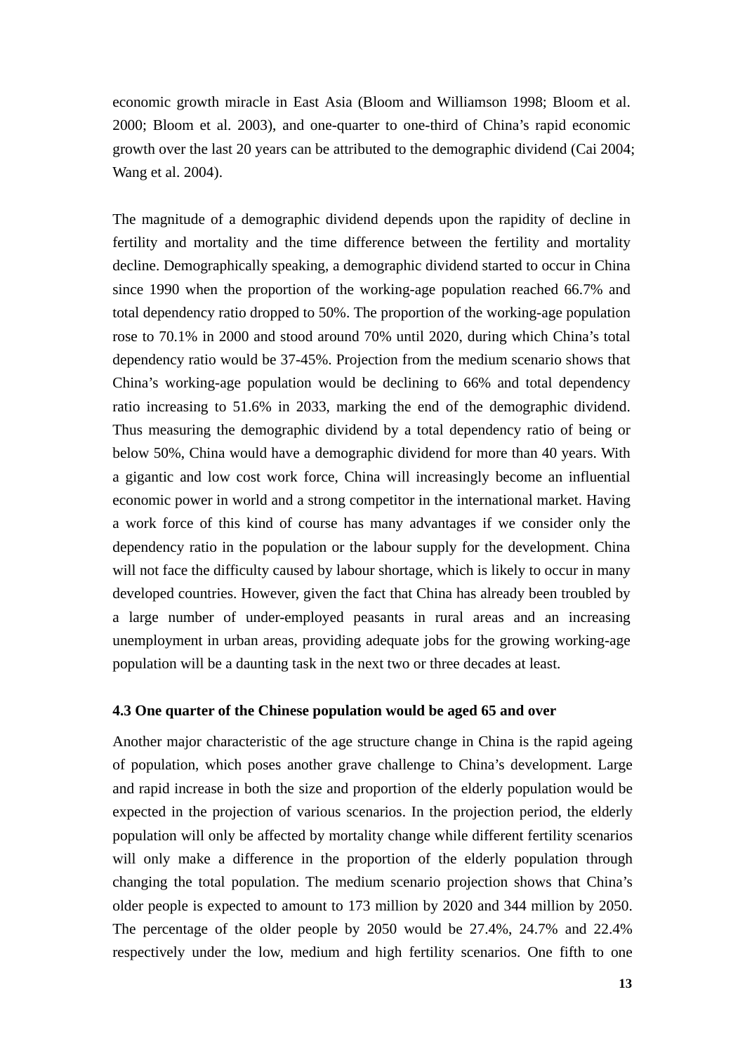economic growth miracle in East Asia (Bloom and Williamson 1998; Bloom et al. 2000; Bloom et al. 2003), and one-quarter to one-third of China's rapid economic growth over the last 20 years can be attributed to the demographic dividend (Cai 2004; Wang et al. 2004).

The magnitude of a demographic dividend depends upon the rapidity of decline in fertility and mortality and the time difference between the fertility and mortality decline. Demographically speaking, a demographic dividend started to occur in China since 1990 when the proportion of the working-age population reached 66.7% and total dependency ratio dropped to 50%. The proportion of the working-age population rose to 70.1% in 2000 and stood around 70% until 2020, during which China's total dependency ratio would be 37-45%. Projection from the medium scenario shows that China's working-age population would be declining to 66% and total dependency ratio increasing to 51.6% in 2033, marking the end of the demographic dividend. Thus measuring the demographic dividend by a total dependency ratio of being or below 50%, China would have a demographic dividend for more than 40 years. With a gigantic and low cost work force, China will increasingly become an influential economic power in world and a strong competitor in the international market. Having a work force of this kind of course has many advantages if we consider only the dependency ratio in the population or the labour supply for the development. China will not face the difficulty caused by labour shortage, which is likely to occur in many developed countries. However, given the fact that China has already been troubled by a large number of under-employed peasants in rural areas and an increasing unemployment in urban areas, providing adequate jobs for the growing working-age population will be a daunting task in the next two or three decades at least.

### 4.3 One quarter of the Chinese population would be aged 65 and over

Another major characteristic of the age structure change in China is the rapid ageing of population, which poses another grave challenge to China's development. Large and rapid increase in both the size and proportion of the elderly population would be expected in the projection of various scenarios. In the projection period, the elderly population will only be affected by mortality change while different fertility scenarios will only make a difference in the proportion of the elderly population through changing the total population. The medium scenario projection shows that China's older people is expected to amount to 173 million by 2020 and 344 million by 2050. The percentage of the older people by 2050 would be 27.4%, 24.7% and 22.4% respectively under the low, medium and high fertility scenarios. One fifth to one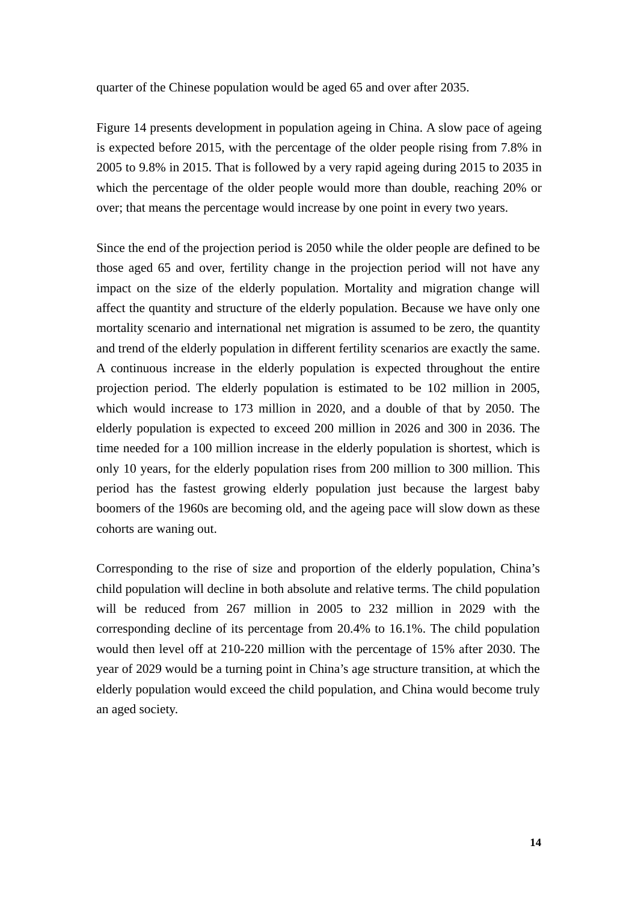quarter of the Chinese population would be aged 65 and over after 2035.

Figure 14 presents development in population ageing in China. A slow pace of ageing is expected before 2015, with the percentage of the older people rising from 7.8% in 2005 to 9.8% in 2015. That is followed by a very rapid ageing during 2015 to 2035 in which the percentage of the older people would more than double, reaching 20% or over; that means the percentage would increase by one point in every two years.

Since the end of the projection period is 2050 while the older people are defined to be those aged 65 and over, fertility change in the projection period will not have any impact on the size of the elderly population. Mortality and migration change will affect the quantity and structure of the elderly population. Because we have only one mortality scenario and international net migration is assumed to be zero, the quantity and trend of the elderly population in different fertility scenarios are exactly the same. A continuous increase in the elderly population is expected throughout the entire projection period. The elderly population is estimated to be 102 million in 2005, which would increase to 173 million in 2020, and a double of that by 2050. The elderly population is expected to exceed 200 million in 2026 and 300 in 2036. The time needed for a 100 million increase in the elderly population is shortest, which is only 10 years, for the elderly population rises from 200 million to 300 million. This period has the fastest growing elderly population just because the largest baby boomers of the 1960s are becoming old, and the ageing pace will slow down as these cohorts are waning out.

Corresponding to the rise of size and proportion of the elderly population, China's child population will decline in both absolute and relative terms. The child population will be reduced from 267 million in 2005 to 232 million in 2029 with the corresponding decline of its percentage from 20.4% to 16.1%. The child population would then level off at 210-220 million with the percentage of 15% after 2030. The year of 2029 would be a turning point in China's age structure transition, at which the elderly population would exceed the child population, and China would become truly an aged society.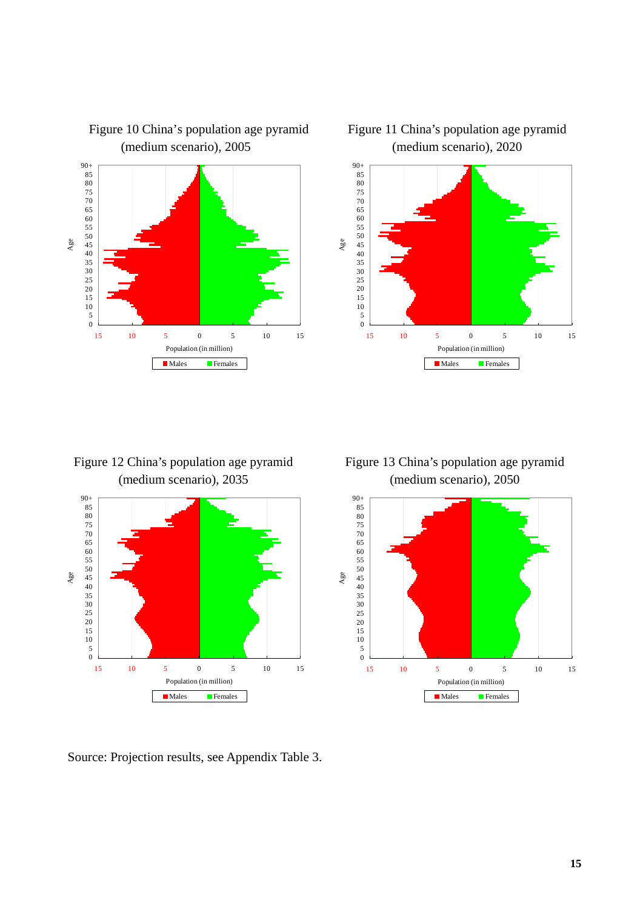Figure 10 China's population age pyramid (medium scenario), 2005

Figure 11 China's population age pyramid (medium scenario), 2020

Figure 12 China's population age pyramid (medium scenario), 2035

Figure 13 China's population age pyramid (medium scenario), 2050

Source: Projection results, see Appendix Table 3.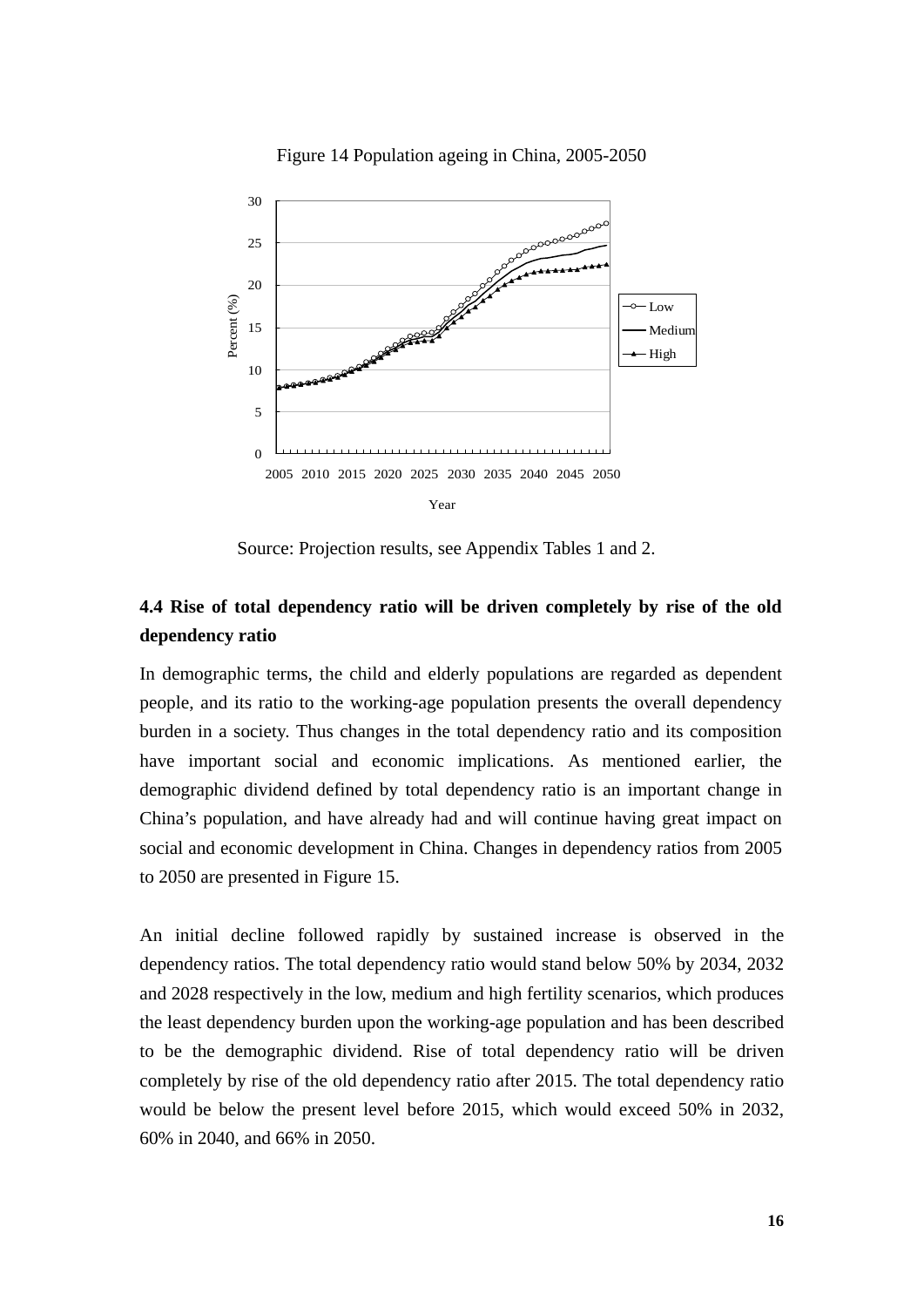Figure 14 Population ageing in China, 2005-2050

Source: Projection results, see Appendix Tables 1 and 2.

### 4.4 Rise of total dependency ratio will be driven completely by rise of the old dependency ratio

In demographic terms, the child and elderly populations are regarded as dependent people, and its ratio to the working-age population presents the overall dependency burden in a society. Thus changes in the total dependency ratio and its composition have important social and economic implications. As mentioned earlier, the demographic dividend defined by total dependency ratio is an important change in China's population, and have already had and will continue having great impact on social and economic development in China. Changes in dependency ratios from 2005 to 2050 are presented in Figure 15.

An initial decline followed rapidly by sustained increase is observed in the dependency ratios. The total dependency ratio would stand below 50% by 2034, 2032 and 2028 respectively in the low, medium and high fertility scenarios, which produces the least dependency burden upon the working-age population and has been described to be the demographic dividend. Rise of total dependency ratio will be driven completely by rise of the old dependency ratio after 2015. The total dependency ratio would be below the present level before 2015, which would exceed 50% in 2032, 60% in 2040, and 66% in 2050.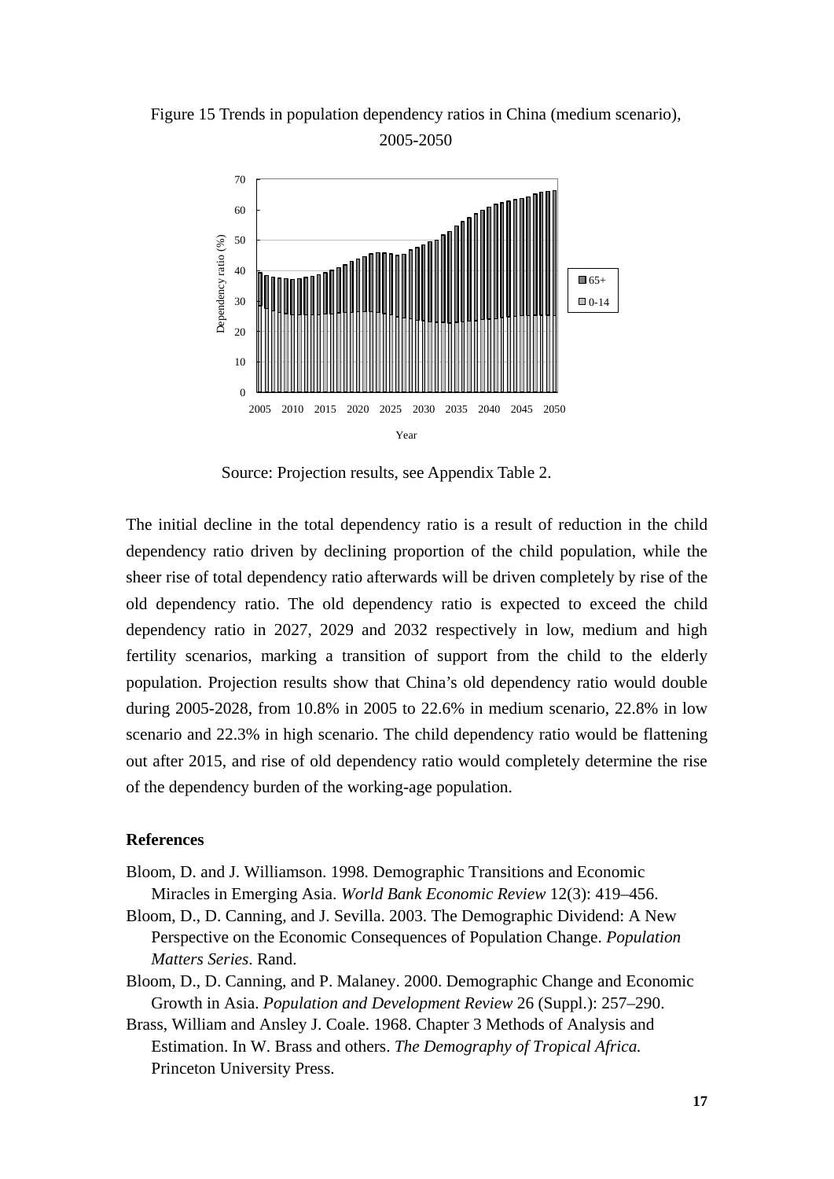Figure 15 Trends in population dependency ratios in China (medium scenario), 2005-2050

Source: Projection results, see Appendix Table 2.

The initial decline in the total dependency ratio is a result of reduction in the child dependency ratio driven by declining proportion of the child population, while the sheer rise of total dependency ratio afterwards will be driven completely by rise of the old dependency ratio. The old dependency ratio is expected to exceed the child dependency ratio in 2027, 2029 and 2032 respectively in low, medium and high fertility scenarios, marking a transition of support from the child to the elderly population. Projection results show that China's old dependency ratio would double during 2005-2028, from 10.8% in 2005 to 22.6% in medium scenario, 22.8% in low scenario and 22.3% in high scenario. The child dependency ratio would be flattening out after 2015, and rise of old dependency ratio would completely determine the rise of the dependency burden of the working-age population.

### References

Bloom, D. and J. Williamson. 1998. Demographic Transitions and Economic Miracles in Emerging Asia. *World Bank Economic Review* 12(3): 419–456.

Bloom, D., D. Canning, and J. Sevilla. 2003. The Demographic Dividend: A New Perspective on the Economic Consequences of Population Change. *Population Matters Series*. Rand.

Bloom, D., D. Canning, and P. Malaney. 2000. Demographic Change and Economic Growth in Asia. *Population and Development Review* 26 (Suppl.): 257–290.

Brass, William and Ansley J. Coale. 1968. Chapter 3 Methods of Analysis and Estimation. In W. Brass and others. *The Demography of Tropical Africa.* Princeton University Press.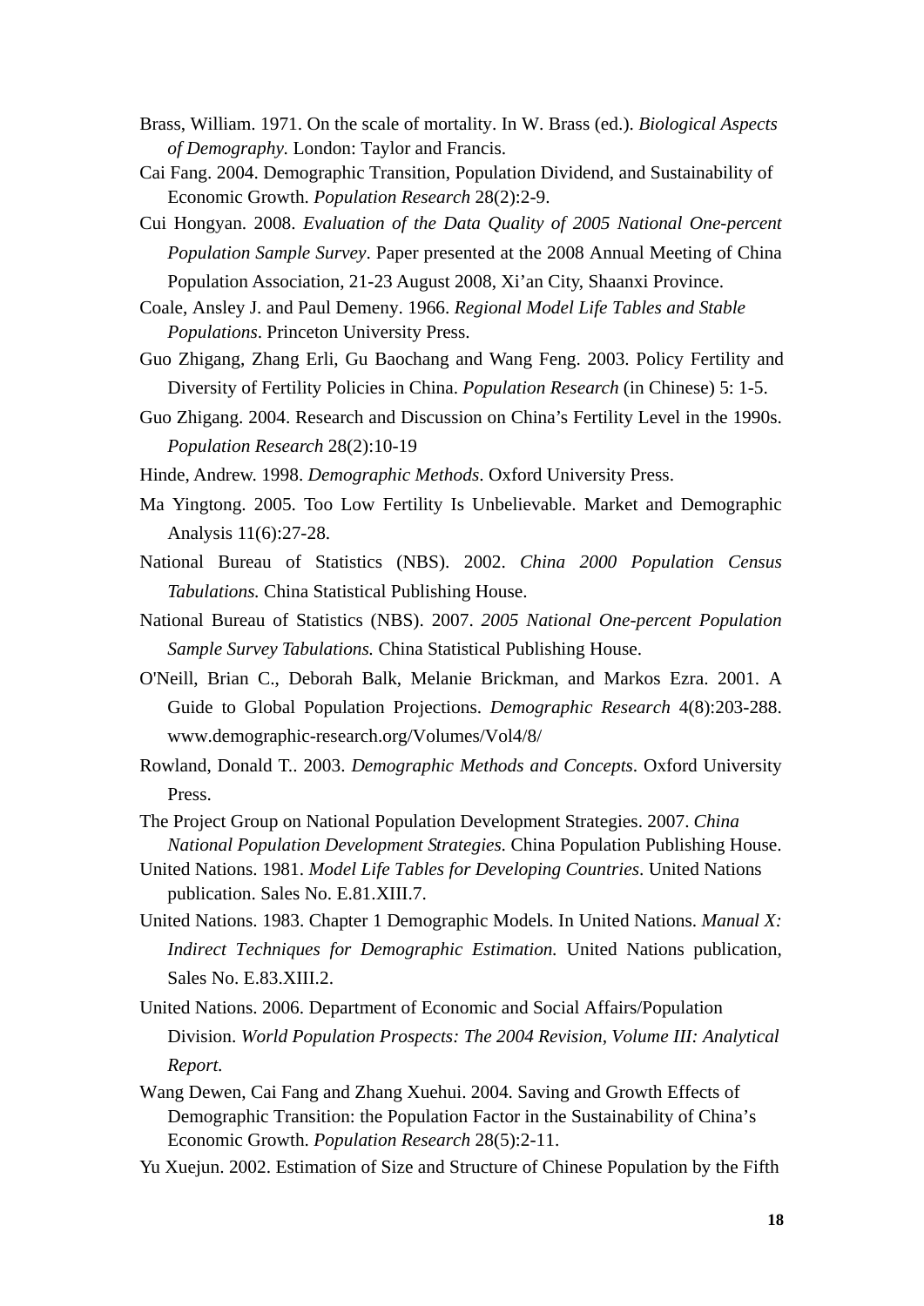Brass, William. 1971. On the scale of mortality. In W. Brass (ed.). *Biological Aspects of Demography*. London: Taylor and Francis.

Cai Fang. 2004. Demographic Transition, Population Dividend, and Sustainability of Economic Growth. *Population Research* 28(2):2-9.

Cui Hongyan. 2008. *Evaluation of the Data Quality of 2005 National One-percent Population Sample Survey*. Paper presented at the 2008 Annual Meeting of China Population Association, 21-23 August 2008, Xi'an City, Shaanxi Province.

Coale, Ansley J. and Paul Demeny. 1966. *Regional Model Life Tables and Stable Populations*. Princeton University Press.

Guo Zhigang, Zhang Erli, Gu Baochang and Wang Feng. 2003. Policy Fertility and Diversity of Fertility Policies in China. *Population Research* (in Chinese) 5: 1-5.

Guo Zhigang. 2004. Research and Discussion on China's Fertility Level in the 1990s. *Population Research* 28(2):10-19

Hinde, Andrew. 1998. *Demographic Methods*. Oxford University Press.

Ma Yingtong. 2005. Too Low Fertility Is Unbelievable. Market and Demographic Analysis 11(6):27-28.

National Bureau of Statistics (NBS). 2002. *China 2000 Population Census Tabulations.* China Statistical Publishing House.

National Bureau of Statistics (NBS). 2007. *2005 National One-percent Population Sample Survey Tabulations.* China Statistical Publishing House.

O'Neill, Brian C., Deborah Balk, Melanie Brickman, and Markos Ezra. 2001. A Guide to Global Population Projections. *Demographic Research* 4(8):203-288. www.demographic-research.org/Volumes/Vol4/8/

Rowland, Donald T.. 2003. *Demographic Methods and Concepts*. Oxford University Press.

The Project Group on National Population Development Strategies. 2007. *China National Population Development Strategies.* China Population Publishing House.

United Nations. 1981. *Model Life Tables for Developing Countries*. United Nations publication. Sales No. E.81.XIII.7.

United Nations. 1983. Chapter 1 Demographic Models. In United Nations. *Manual X: Indirect Techniques for Demographic Estimation.* United Nations publication, Sales No. E.83.XIII.2.

United Nations. 2006. Department of Economic and Social Affairs/Population Division. *World Population Prospects: The 2004 Revision, Volume III: Analytical Report.*

Wang Dewen, Cai Fang and Zhang Xuehui. 2004. Saving and Growth Effects of Demographic Transition: the Population Factor in the Sustainability of China's Economic Growth. *Population Research* 28(5):2-11.

Yu Xuejun. 2002. Estimation of Size and Structure of Chinese Population by the Fifth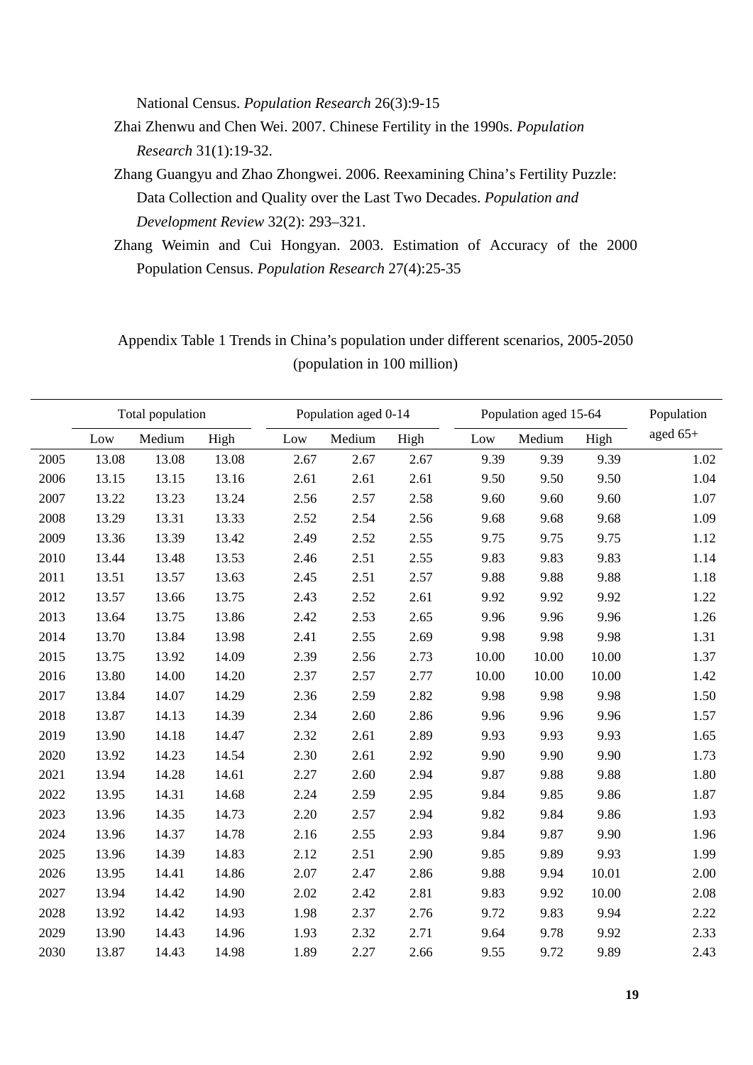National Census. *Population Research* 26(3):9-15

Zhai Zhenwu and Chen Wei. 2007. Chinese Fertility in the 1990s. *Population Research* 31(1):19-32.

Zhang Guangyu and Zhao Zhongwei. 2006. Reexamining China's Fertility Puzzle: Data Collection and Quality over the Last Two Decades. *Population and Development Review* 32(2): 293–321.

Zhang Weimin and Cui Hongyan. 2003. Estimation of Accuracy of the 2000 Population Census. *Population Research* 27(4):25-35

Appendix Table 1 Trends in China's population under different scenarios, 2005-2050 (population in 100 million)

| | Total population | | | Population aged 0-14 | | | Population aged 15-64 | | | Population aged 65+ |
|---|---|---|---|---|---|---|---|---|---|---|
| | Low | Medium | High | Low | Medium | High | Low | Medium | High | |
| 2005 | 13.08 | 13.08 | 13.08 | 2.67 | 2.67 | 2.67 | 9.39 | 9.39 | 9.39 | 1.02 |
| 2006 | 13.15 | 13.15 | 13.16 | 2.61 | 2.61 | 2.61 | 9.50 | 9.50 | 9.50 | 1.04 |
| 2007 | 13.22 | 13.23 | 13.24 | 2.56 | 2.57 | 2.58 | 9.60 | 9.60 | 9.60 | 1.07 |
| 2008 | 13.29 | 13.31 | 13.33 | 2.52 | 2.54 | 2.56 | 9.68 | 9.68 | 9.68 | 1.09 |
| 2009 | 13.36 | 13.39 | 13.42 | 2.49 | 2.52 | 2.55 | 9.75 | 9.75 | 9.75 | 1.12 |
| 2010 | 13.44 | 13.48 | 13.53 | 2.46 | 2.51 | 2.55 | 9.83 | 9.83 | 9.83 | 1.14 |
| 2011 | 13.51 | 13.57 | 13.63 | 2.45 | 2.51 | 2.57 | 9.88 | 9.88 | 9.88 | 1.18 |
| 2012 | 13.57 | 13.66 | 13.75 | 2.43 | 2.52 | 2.61 | 9.92 | 9.92 | 9.92 | 1.22 |
| 2013 | 13.64 | 13.75 | 13.86 | 2.42 | 2.53 | 2.65 | 9.96 | 9.96 | 9.96 | 1.26 |
| 2014 | 13.70 | 13.84 | 13.98 | 2.41 | 2.55 | 2.69 | 9.98 | 9.98 | 9.98 | 1.31 |
| 2015 | 13.75 | 13.92 | 14.09 | 2.39 | 2.56 | 2.73 | 10.00 | 10.00 | 10.00 | 1.37 |
| 2016 | 13.80 | 14.00 | 14.20 | 2.37 | 2.57 | 2.77 | 10.00 | 10.00 | 10.00 | 1.42 |
| 2017 | 13.84 | 14.07 | 14.29 | 2.36 | 2.59 | 2.82 | 9.98 | 9.98 | 9.98 | 1.50 |
| 2018 | 13.87 | 14.13 | 14.39 | 2.34 | 2.60 | 2.86 | 9.96 | 9.96 | 9.96 | 1.57 |
| 2019 | 13.90 | 14.18 | 14.47 | 2.32 | 2.61 | 2.89 | 9.93 | 9.93 | 9.93 | 1.65 |
| 2020 | 13.92 | 14.23 | 14.54 | 2.30 | 2.61 | 2.92 | 9.90 | 9.90 | 9.90 | 1.73 |
| 2021 | 13.94 | 14.28 | 14.61 | 2.27 | 2.60 | 2.94 | 9.87 | 9.88 | 9.88 | 1.80 |
| 2022 | 13.95 | 14.31 | 14.68 | 2.24 | 2.59 | 2.95 | 9.84 | 9.85 | 9.86 | 1.87 |
| 2023 | 13.96 | 14.35 | 14.73 | 2.20 | 2.57 | 2.94 | 9.82 | 9.84 | 9.86 | 1.93 |
| 2024 | 13.96 | 14.37 | 14.78 | 2.16 | 2.55 | 2.93 | 9.84 | 9.87 | 9.90 | 1.96 |
| 2025 | 13.96 | 14.39 | 14.83 | 2.12 | 2.51 | 2.90 | 9.85 | 9.89 | 9.93 | 1.99 |
| 2026 | 13.95 | 14.41 | 14.86 | 2.07 | 2.47 | 2.86 | 9.88 | 9.94 | 10.01 | 2.00 |
| 2027 | 13.94 | 14.42 | 14.90 | 2.02 | 2.42 | 2.81 | 9.83 | 9.92 | 10.00 | 2.08 |
| 2028 | 13.92 | 14.42 | 14.93 | 1.98 | 2.37 | 2.76 | 9.72 | 9.83 | 9.94 | 2.22 |
| 2029 | 13.90 | 14.43 | 14.96 | 1.93 | 2.32 | 2.71 | 9.64 | 9.78 | 9.92 | 2.33 |
| 2030 | 13.87 | 14.43 | 14.98 | 1.89 | 2.27 | 2.66 | 9.55 | 9.72 | 9.89 | 2.43 |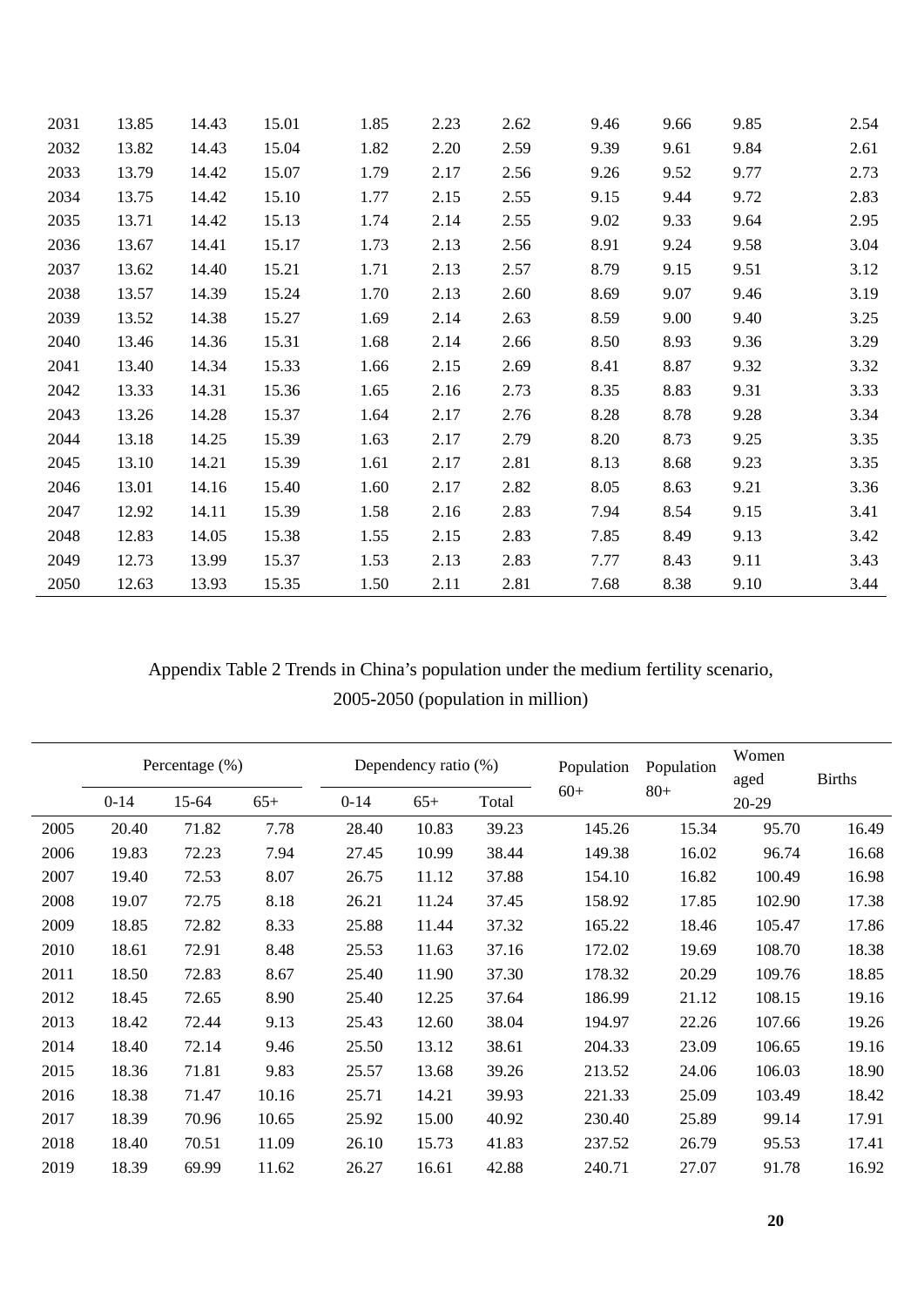| 2031 | 13.85 | 14.43 | 15.01 | 1.85 | 2.23 | 2.62 | 9.46 | 9.66 | 9.85 | 2.54 |
|---|---|---|---|---|---|---|---|---|---|---|
| 2032 | 13.82 | 14.43 | 15.04 | 1.82 | 2.20 | 2.59 | 9.39 | 9.61 | 9.84 | 2.61 |
| 2033 | 13.79 | 14.42 | 15.07 | 1.79 | 2.17 | 2.56 | 9.26 | 9.52 | 9.77 | 2.73 |
| 2034 | 13.75 | 14.42 | 15.10 | 1.77 | 2.15 | 2.55 | 9.15 | 9.44 | 9.72 | 2.83 |
| 2035 | 13.71 | 14.42 | 15.13 | 1.74 | 2.14 | 2.55 | 9.02 | 9.33 | 9.64 | 2.95 |
| 2036 | 13.67 | 14.41 | 15.17 | 1.73 | 2.13 | 2.56 | 8.91 | 9.24 | 9.58 | 3.04 |
| 2037 | 13.62 | 14.40 | 15.21 | 1.71 | 2.13 | 2.57 | 8.79 | 9.15 | 9.51 | 3.12 |
| 2038 | 13.57 | 14.39 | 15.24 | 1.70 | 2.13 | 2.60 | 8.69 | 9.07 | 9.46 | 3.19 |
| 2039 | 13.52 | 14.38 | 15.27 | 1.69 | 2.14 | 2.63 | 8.59 | 9.00 | 9.40 | 3.25 |
| 2040 | 13.46 | 14.36 | 15.31 | 1.68 | 2.14 | 2.66 | 8.50 | 8.93 | 9.36 | 3.29 |
| 2041 | 13.40 | 14.34 | 15.33 | 1.66 | 2.15 | 2.69 | 8.41 | 8.87 | 9.32 | 3.32 |
| 2042 | 13.33 | 14.31 | 15.36 | 1.65 | 2.16 | 2.73 | 8.35 | 8.83 | 9.31 | 3.33 |
| 2043 | 13.26 | 14.28 | 15.37 | 1.64 | 2.17 | 2.76 | 8.28 | 8.78 | 9.28 | 3.34 |
| 2044 | 13.18 | 14.25 | 15.39 | 1.63 | 2.17 | 2.79 | 8.20 | 8.73 | 9.25 | 3.35 |
| 2045 | 13.10 | 14.21 | 15.39 | 1.61 | 2.17 | 2.81 | 8.13 | 8.68 | 9.23 | 3.35 |
| 2046 | 13.01 | 14.16 | 15.40 | 1.60 | 2.17 | 2.82 | 8.05 | 8.63 | 9.21 | 3.36 |
| 2047 | 12.92 | 14.11 | 15.39 | 1.58 | 2.16 | 2.83 | 7.94 | 8.54 | 9.15 | 3.41 |
| 2048 | 12.83 | 14.05 | 15.38 | 1.55 | 2.15 | 2.83 | 7.85 | 8.49 | 9.13 | 3.42 |
| 2049 | 12.73 | 13.99 | 15.37 | 1.53 | 2.13 | 2.83 | 7.77 | 8.43 | 9.11 | 3.43 |
| 2050 | 12.63 | 13.93 | 15.35 | 1.50 | 2.11 | 2.81 | 7.68 | 8.38 | 9.10 | 3.44 |

Appendix Table 2 Trends in China's population under the medium fertility scenario, 2005-2050 (population in million)

| | Percentage (%) | | | Dependency ratio (%) | | | Population 60+ | Population 80+ | Women aged 20-29 | Births |
|---|---|---|---|---|---|---|---|---|---|---|
| | 0-14 | 15-64 | 65+ | 0-14 | 65+ | Total | | | | |
| 2005 | 20.40 | 71.82 | 7.78 | 28.40 | 10.83 | 39.23 | 145.26 | 15.34 | 95.70 | 16.49 |
| 2006 | 19.83 | 72.23 | 7.94 | 27.45 | 10.99 | 38.44 | 149.38 | 16.02 | 96.74 | 16.68 |
| 2007 | 19.40 | 72.53 | 8.07 | 26.75 | 11.12 | 37.88 | 154.10 | 16.82 | 100.49 | 16.98 |
| 2008 | 19.07 | 72.75 | 8.18 | 26.21 | 11.24 | 37.45 | 158.92 | 17.85 | 102.90 | 17.38 |
| 2009 | 18.85 | 72.82 | 8.33 | 25.88 | 11.44 | 37.32 | 165.22 | 18.46 | 105.47 | 17.86 |
| 2010 | 18.61 | 72.91 | 8.48 | 25.53 | 11.63 | 37.16 | 172.02 | 19.69 | 108.70 | 18.38 |
| 2011 | 18.50 | 72.83 | 8.67 | 25.40 | 11.90 | 37.30 | 178.32 | 20.29 | 109.76 | 18.85 |
| 2012 | 18.45 | 72.65 | 8.90 | 25.40 | 12.25 | 37.64 | 186.99 | 21.12 | 108.15 | 19.16 |
| 2013 | 18.42 | 72.44 | 9.13 | 25.43 | 12.60 | 38.04 | 194.97 | 22.26 | 107.66 | 19.26 |
| 2014 | 18.40 | 72.14 | 9.46 | 25.50 | 13.12 | 38.61 | 204.33 | 23.09 | 106.65 | 19.16 |
| 2015 | 18.36 | 71.81 | 9.83 | 25.57 | 13.68 | 39.26 | 213.52 | 24.06 | 106.03 | 18.90 |
| 2016 | 18.38 | 71.47 | 10.16 | 25.71 | 14.21 | 39.93 | 221.33 | 25.09 | 103.49 | 18.42 |
| 2017 | 18.39 | 70.96 | 10.65 | 25.92 | 15.00 | 40.92 | 230.40 | 25.89 | 99.14 | 17.91 |
| 2018 | 18.40 | 70.51 | 11.09 | 26.10 | 15.73 | 41.83 | 237.52 | 26.79 | 95.53 | 17.41 |
| 2019 | 18.39 | 69.99 | 11.62 | 26.27 | 16.61 | 42.88 | 240.71 | 27.07 | 91.78 | 16.92 |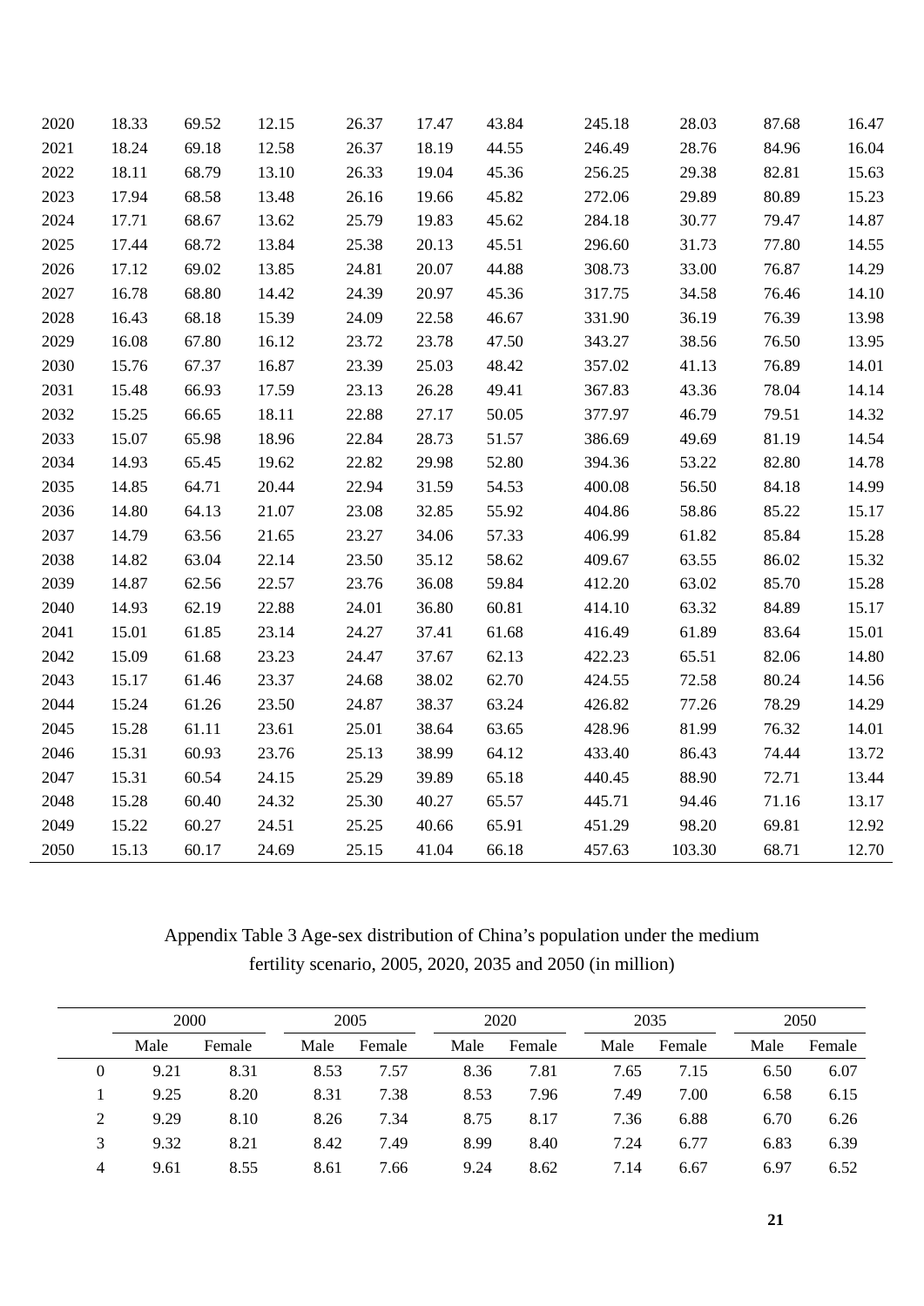| | | | | | | | | | | |
|---|---|---|---|---|---|---|---|---|---|---|
| 2020 | 18.33 | 69.52 | 12.15 | 26.37 | 17.47 | 43.84 | 245.18 | 28.03 | 87.68 | 16.47 |
| 2021 | 18.24 | 69.18 | 12.58 | 26.37 | 18.19 | 44.55 | 246.49 | 28.76 | 84.96 | 16.04 |
| 2022 | 18.11 | 68.79 | 13.10 | 26.33 | 19.04 | 45.36 | 256.25 | 29.38 | 82.81 | 15.63 |
| 2023 | 17.94 | 68.58 | 13.48 | 26.16 | 19.66 | 45.82 | 272.06 | 29.89 | 80.89 | 15.23 |
| 2024 | 17.71 | 68.67 | 13.62 | 25.79 | 19.83 | 45.62 | 284.18 | 30.77 | 79.47 | 14.87 |
| 2025 | 17.44 | 68.72 | 13.84 | 25.38 | 20.13 | 45.51 | 296.60 | 31.73 | 77.80 | 14.55 |
| 2026 | 17.12 | 69.02 | 13.85 | 24.81 | 20.07 | 44.88 | 308.73 | 33.00 | 76.87 | 14.29 |
| 2027 | 16.78 | 68.80 | 14.42 | 24.39 | 20.97 | 45.36 | 317.75 | 34.58 | 76.46 | 14.10 |
| 2028 | 16.43 | 68.18 | 15.39 | 24.09 | 22.58 | 46.67 | 331.90 | 36.19 | 76.39 | 13.98 |
| 2029 | 16.08 | 67.80 | 16.12 | 23.72 | 23.78 | 47.50 | 343.27 | 38.56 | 76.50 | 13.95 |
| 2030 | 15.76 | 67.37 | 16.87 | 23.39 | 25.03 | 48.42 | 357.02 | 41.13 | 76.89 | 14.01 |
| 2031 | 15.48 | 66.93 | 17.59 | 23.13 | 26.28 | 49.41 | 367.83 | 43.36 | 78.04 | 14.14 |
| 2032 | 15.25 | 66.65 | 18.11 | 22.88 | 27.17 | 50.05 | 377.97 | 46.79 | 79.51 | 14.32 |
| 2033 | 15.07 | 65.98 | 18.96 | 22.84 | 28.73 | 51.57 | 386.69 | 49.69 | 81.19 | 14.54 |
| 2034 | 14.93 | 65.45 | 19.62 | 22.82 | 29.98 | 52.80 | 394.36 | 53.22 | 82.80 | 14.78 |
| 2035 | 14.85 | 64.71 | 20.44 | 22.94 | 31.59 | 54.53 | 400.08 | 56.50 | 84.18 | 14.99 |
| 2036 | 14.80 | 64.13 | 21.07 | 23.08 | 32.85 | 55.92 | 404.86 | 58.86 | 85.22 | 15.17 |
| 2037 | 14.79 | 63.56 | 21.65 | 23.27 | 34.06 | 57.33 | 406.99 | 61.82 | 85.84 | 15.28 |
| 2038 | 14.82 | 63.04 | 22.14 | 23.50 | 35.12 | 58.62 | 409.67 | 63.55 | 86.02 | 15.32 |
| 2039 | 14.87 | 62.56 | 22.57 | 23.76 | 36.08 | 59.84 | 412.20 | 63.02 | 85.70 | 15.28 |
| 2040 | 14.93 | 62.19 | 22.88 | 24.01 | 36.80 | 60.81 | 414.10 | 63.32 | 84.89 | 15.17 |
| 2041 | 15.01 | 61.85 | 23.14 | 24.27 | 37.41 | 61.68 | 416.49 | 61.89 | 83.64 | 15.01 |
| 2042 | 15.09 | 61.68 | 23.23 | 24.47 | 37.67 | 62.13 | 422.23 | 65.51 | 82.06 | 14.80 |
| 2043 | 15.17 | 61.46 | 23.37 | 24.68 | 38.02 | 62.70 | 424.55 | 72.58 | 80.24 | 14.56 |
| 2044 | 15.24 | 61.26 | 23.50 | 24.87 | 38.37 | 63.24 | 426.82 | 77.26 | 78.29 | 14.29 |
| 2045 | 15.28 | 61.11 | 23.61 | 25.01 | 38.64 | 63.65 | 428.96 | 81.99 | 76.32 | 14.01 |
| 2046 | 15.31 | 60.93 | 23.76 | 25.13 | 38.99 | 64.12 | 433.40 | 86.43 | 74.44 | 13.72 |
| 2047 | 15.31 | 60.54 | 24.15 | 25.29 | 39.89 | 65.18 | 440.45 | 88.90 | 72.71 | 13.44 |
| 2048 | 15.28 | 60.40 | 24.32 | 25.30 | 40.27 | 65.57 | 445.71 | 94.46 | 71.16 | 13.17 |
| 2049 | 15.22 | 60.27 | 24.51 | 25.25 | 40.66 | 65.91 | 451.29 | 98.20 | 69.81 | 12.92 |
| 2050 | 15.13 | 60.17 | 24.69 | 25.15 | 41.04 | 66.18 | 457.63 | 103.30 | 68.71 | 12.70 |

Appendix Table 3 Age-sex distribution of China's population under the medium fertility scenario, 2005, 2020, 2035 and 2050 (in million)

| | 2000 | | 2005 | | 2020 | | 2035 | | 2050 | |
|---|---|---|---|---|---|---|---|---|---|---|
| | Male | Female | Male | Female | Male | Female | Male | Female | Male | Female |
| 0 | 9.21 | 8.31 | 8.53 | 7.57 | 8.36 | 7.81 | 7.65 | 7.15 | 6.50 | 6.07 |
| 1 | 9.25 | 8.20 | 8.31 | 7.38 | 8.53 | 7.96 | 7.49 | 7.00 | 6.58 | 6.15 |
| 2 | 9.29 | 8.10 | 8.26 | 7.34 | 8.75 | 8.17 | 7.36 | 6.88 | 6.70 | 6.26 |
| 3 | 9.32 | 8.21 | 8.42 | 7.49 | 8.99 | 8.40 | 7.24 | 6.77 | 6.83 | 6.39 |
| 4 | 9.61 | 8.55 | 8.61 | 7.66 | 9.24 | 8.62 | 7.14 | 6.67 | 6.97 | 6.52 |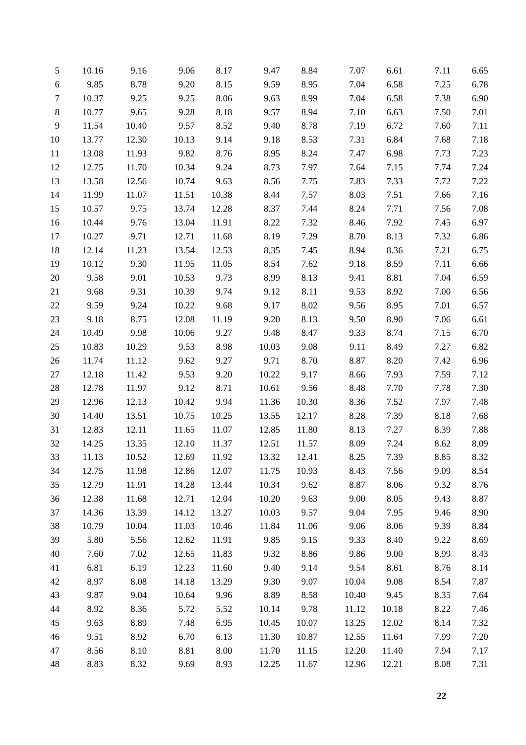| | | | | | | | | | | |
|---|---|---|---|---|---|---|---|---|---|---|
| 5 | 10.16 | 9.16 | 9.06 | 8.17 | 9.47 | 8.84 | 7.07 | 6.61 | 7.11 | 6.65 |
| 6 | 9.85 | 8.78 | 9.20 | 8.15 | 9.59 | 8.95 | 7.04 | 6.58 | 7.25 | 6.78 |
| 7 | 10.37 | 9.25 | 9.25 | 8.06 | 9.63 | 8.99 | 7.04 | 6.58 | 7.38 | 6.90 |
| 8 | 10.77 | 9.65 | 9.28 | 8.18 | 9.57 | 8.94 | 7.10 | 6.63 | 7.50 | 7.01 |
| 9 | 11.54 | 10.40 | 9.57 | 8.52 | 9.40 | 8.78 | 7.19 | 6.72 | 7.60 | 7.11 |
| 10 | 13.77 | 12.30 | 10.13 | 9.14 | 9.18 | 8.53 | 7.31 | 6.84 | 7.68 | 7.18 |
| 11 | 13.08 | 11.93 | 9.82 | 8.76 | 8.95 | 8.24 | 7.47 | 6.98 | 7.73 | 7.23 |
| 12 | 12.75 | 11.70 | 10.34 | 9.24 | 8.73 | 7.97 | 7.64 | 7.15 | 7.74 | 7.24 |
| 13 | 13.58 | 12.56 | 10.74 | 9.63 | 8.56 | 7.75 | 7.83 | 7.33 | 7.72 | 7.22 |
| 14 | 11.99 | 11.07 | 11.51 | 10.38 | 8.44 | 7.57 | 8.03 | 7.51 | 7.66 | 7.16 |
| 15 | 10.57 | 9.75 | 13.74 | 12.28 | 8.37 | 7.44 | 8.24 | 7.71 | 7.56 | 7.08 |
| 16 | 10.44 | 9.76 | 13.04 | 11.91 | 8.22 | 7.32 | 8.46 | 7.92 | 7.45 | 6.97 |
| 17 | 10.27 | 9.71 | 12.71 | 11.68 | 8.19 | 7.29 | 8.70 | 8.13 | 7.32 | 6.86 |
| 18 | 12.14 | 11.23 | 13.54 | 12.53 | 8.35 | 7.45 | 8.94 | 8.36 | 7.21 | 6.75 |
| 19 | 10.12 | 9.30 | 11.95 | 11.05 | 8.54 | 7.62 | 9.18 | 8.59 | 7.11 | 6.66 |
| 20 | 9.58 | 9.01 | 10.53 | 9.73 | 8.99 | 8.13 | 9.41 | 8.81 | 7.04 | 6.59 |
| 21 | 9.68 | 9.31 | 10.39 | 9.74 | 9.12 | 8.11 | 9.53 | 8.92 | 7.00 | 6.56 |
| 22 | 9.59 | 9.24 | 10.22 | 9.68 | 9.17 | 8.02 | 9.56 | 8.95 | 7.01 | 6.57 |
| 23 | 9.18 | 8.75 | 12.08 | 11.19 | 9.20 | 8.13 | 9.50 | 8.90 | 7.06 | 6.61 |
| 24 | 10.49 | 9.98 | 10.06 | 9.27 | 9.48 | 8.47 | 9.33 | 8.74 | 7.15 | 6.70 |
| 25 | 10.83 | 10.29 | 9.53 | 8.98 | 10.03 | 9.08 | 9.11 | 8.49 | 7.27 | 6.82 |
| 26 | 11.74 | 11.12 | 9.62 | 9.27 | 9.71 | 8.70 | 8.87 | 8.20 | 7.42 | 6.96 |
| 27 | 12.18 | 11.42 | 9.53 | 9.20 | 10.22 | 9.17 | 8.66 | 7.93 | 7.59 | 7.12 |
| 28 | 12.78 | 11.97 | 9.12 | 8.71 | 10.61 | 9.56 | 8.48 | 7.70 | 7.78 | 7.30 |
| 29 | 12.96 | 12.13 | 10.42 | 9.94 | 11.36 | 10.30 | 8.36 | 7.52 | 7.97 | 7.48 |
| 30 | 14.40 | 13.51 | 10.75 | 10.25 | 13.55 | 12.17 | 8.28 | 7.39 | 8.18 | 7.68 |
| 31 | 12.83 | 12.11 | 11.65 | 11.07 | 12.85 | 11.80 | 8.13 | 7.27 | 8.39 | 7.88 |
| 32 | 14.25 | 13.35 | 12.10 | 11.37 | 12.51 | 11.57 | 8.09 | 7.24 | 8.62 | 8.09 |
| 33 | 11.13 | 10.52 | 12.69 | 11.92 | 13.32 | 12.41 | 8.25 | 7.39 | 8.85 | 8.32 |
| 34 | 12.75 | 11.98 | 12.86 | 12.07 | 11.75 | 10.93 | 8.43 | 7.56 | 9.09 | 8.54 |
| 35 | 12.79 | 11.91 | 14.28 | 13.44 | 10.34 | 9.62 | 8.87 | 8.06 | 9.32 | 8.76 |
| 36 | 12.38 | 11.68 | 12.71 | 12.04 | 10.20 | 9.63 | 9.00 | 8.05 | 9.43 | 8.87 |
| 37 | 14.36 | 13.39 | 14.12 | 13.27 | 10.03 | 9.57 | 9.04 | 7.95 | 9.46 | 8.90 |
| 38 | 10.79 | 10.04 | 11.03 | 10.46 | 11.84 | 11.06 | 9.06 | 8.06 | 9.39 | 8.84 |
| 39 | 5.80 | 5.56 | 12.62 | 11.91 | 9.85 | 9.15 | 9.33 | 8.40 | 9.22 | 8.69 |
| 40 | 7.60 | 7.02 | 12.65 | 11.83 | 9.32 | 8.86 | 9.86 | 9.00 | 8.99 | 8.43 |
| 41 | 6.81 | 6.19 | 12.23 | 11.60 | 9.40 | 9.14 | 9.54 | 8.61 | 8.76 | 8.14 |
| 42 | 8.97 | 8.08 | 14.18 | 13.29 | 9.30 | 9.07 | 10.04 | 9.08 | 8.54 | 7.87 |
| 43 | 9.87 | 9.04 | 10.64 | 9.96 | 8.89 | 8.58 | 10.40 | 9.45 | 8.35 | 7.64 |
| 44 | 8.92 | 8.36 | 5.72 | 5.52 | 10.14 | 9.78 | 11.12 | 10.18 | 8.22 | 7.46 |
| 45 | 9.63 | 8.89 | 7.48 | 6.95 | 10.45 | 10.07 | 13.25 | 12.02 | 8.14 | 7.32 |
| 46 | 9.51 | 8.92 | 6.70 | 6.13 | 11.30 | 10.87 | 12.55 | 11.64 | 7.99 | 7.20 |
| 47 | 8.56 | 8.10 | 8.81 | 8.00 | 11.70 | 11.15 | 12.20 | 11.40 | 7.94 | 7.17 |
| 48 | 8.83 | 8.32 | 9.69 | 8.93 | 12.25 | 11.67 | 12.96 | 12.21 | 8.08 | 7.31 |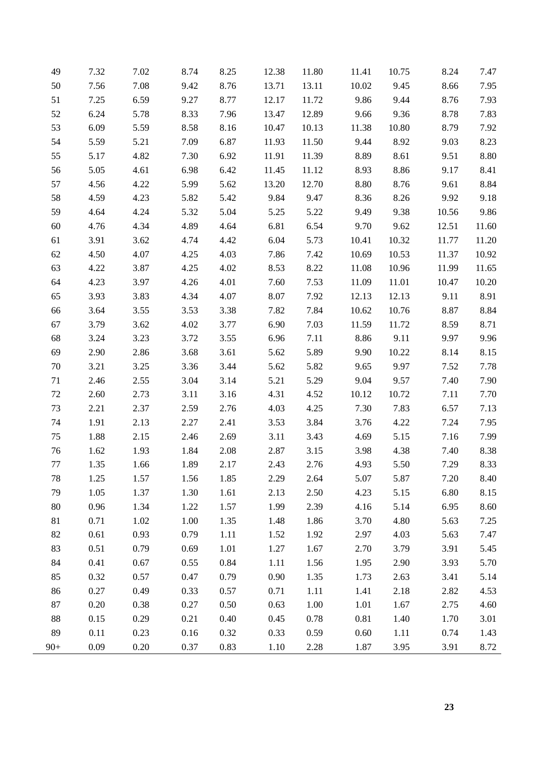| | | | | | | | | | | |
|---|---|---|---|---|---|---|---|---|---|---|
| 49 | 7.32 | 7.02 | 8.74 | 8.25 | 12.38 | 11.80 | 11.41 | 10.75 | 8.24 | 7.47 |
| 50 | 7.56 | 7.08 | 9.42 | 8.76 | 13.71 | 13.11 | 10.02 | 9.45 | 8.66 | 7.95 |
| 51 | 7.25 | 6.59 | 9.27 | 8.77 | 12.17 | 11.72 | 9.86 | 9.44 | 8.76 | 7.93 |
| 52 | 6.24 | 5.78 | 8.33 | 7.96 | 13.47 | 12.89 | 9.66 | 9.36 | 8.78 | 7.83 |
| 53 | 6.09 | 5.59 | 8.58 | 8.16 | 10.47 | 10.13 | 11.38 | 10.80 | 8.79 | 7.92 |
| 54 | 5.59 | 5.21 | 7.09 | 6.87 | 11.93 | 11.50 | 9.44 | 8.92 | 9.03 | 8.23 |
| 55 | 5.17 | 4.82 | 7.30 | 6.92 | 11.91 | 11.39 | 8.89 | 8.61 | 9.51 | 8.80 |
| 56 | 5.05 | 4.61 | 6.98 | 6.42 | 11.45 | 11.12 | 8.93 | 8.86 | 9.17 | 8.41 |
| 57 | 4.56 | 4.22 | 5.99 | 5.62 | 13.20 | 12.70 | 8.80 | 8.76 | 9.61 | 8.84 |
| 58 | 4.59 | 4.23 | 5.82 | 5.42 | 9.84 | 9.47 | 8.36 | 8.26 | 9.92 | 9.18 |
| 59 | 4.64 | 4.24 | 5.32 | 5.04 | 5.25 | 5.22 | 9.49 | 9.38 | 10.56 | 9.86 |
| 60 | 4.76 | 4.34 | 4.89 | 4.64 | 6.81 | 6.54 | 9.70 | 9.62 | 12.51 | 11.60 |
| 61 | 3.91 | 3.62 | 4.74 | 4.42 | 6.04 | 5.73 | 10.41 | 10.32 | 11.77 | 11.20 |
| 62 | 4.50 | 4.07 | 4.25 | 4.03 | 7.86 | 7.42 | 10.69 | 10.53 | 11.37 | 10.92 |
| 63 | 4.22 | 3.87 | 4.25 | 4.02 | 8.53 | 8.22 | 11.08 | 10.96 | 11.99 | 11.65 |
| 64 | 4.23 | 3.97 | 4.26 | 4.01 | 7.60 | 7.53 | 11.09 | 11.01 | 10.47 | 10.20 |
| 65 | 3.93 | 3.83 | 4.34 | 4.07 | 8.07 | 7.92 | 12.13 | 12.13 | 9.11 | 8.91 |
| 66 | 3.64 | 3.55 | 3.53 | 3.38 | 7.82 | 7.84 | 10.62 | 10.76 | 8.87 | 8.84 |
| 67 | 3.79 | 3.62 | 4.02 | 3.77 | 6.90 | 7.03 | 11.59 | 11.72 | 8.59 | 8.71 |
| 68 | 3.24 | 3.23 | 3.72 | 3.55 | 6.96 | 7.11 | 8.86 | 9.11 | 9.97 | 9.96 |
| 69 | 2.90 | 2.86 | 3.68 | 3.61 | 5.62 | 5.89 | 9.90 | 10.22 | 8.14 | 8.15 |
| 70 | 3.21 | 3.25 | 3.36 | 3.44 | 5.62 | 5.82 | 9.65 | 9.97 | 7.52 | 7.78 |
| 71 | 2.46 | 2.55 | 3.04 | 3.14 | 5.21 | 5.29 | 9.04 | 9.57 | 7.40 | 7.90 |
| 72 | 2.60 | 2.73 | 3.11 | 3.16 | 4.31 | 4.52 | 10.12 | 10.72 | 7.11 | 7.70 |
| 73 | 2.21 | 2.37 | 2.59 | 2.76 | 4.03 | 4.25 | 7.30 | 7.83 | 6.57 | 7.13 |
| 74 | 1.91 | 2.13 | 2.27 | 2.41 | 3.53 | 3.84 | 3.76 | 4.22 | 7.24 | 7.95 |
| 75 | 1.88 | 2.15 | 2.46 | 2.69 | 3.11 | 3.43 | 4.69 | 5.15 | 7.16 | 7.99 |
| 76 | 1.62 | 1.93 | 1.84 | 2.08 | 2.87 | 3.15 | 3.98 | 4.38 | 7.40 | 8.38 |
| 77 | 1.35 | 1.66 | 1.89 | 2.17 | 2.43 | 2.76 | 4.93 | 5.50 | 7.29 | 8.33 |
| 78 | 1.25 | 1.57 | 1.56 | 1.85 | 2.29 | 2.64 | 5.07 | 5.87 | 7.20 | 8.40 |
| 79 | 1.05 | 1.37 | 1.30 | 1.61 | 2.13 | 2.50 | 4.23 | 5.15 | 6.80 | 8.15 |
| 80 | 0.96 | 1.34 | 1.22 | 1.57 | 1.99 | 2.39 | 4.16 | 5.14 | 6.95 | 8.60 |
| 81 | 0.71 | 1.02 | 1.00 | 1.35 | 1.48 | 1.86 | 3.70 | 4.80 | 5.63 | 7.25 |
| 82 | 0.61 | 0.93 | 0.79 | 1.11 | 1.52 | 1.92 | 2.97 | 4.03 | 5.63 | 7.47 |
| 83 | 0.51 | 0.79 | 0.69 | 1.01 | 1.27 | 1.67 | 2.70 | 3.79 | 3.91 | 5.45 |
| 84 | 0.41 | 0.67 | 0.55 | 0.84 | 1.11 | 1.56 | 1.95 | 2.90 | 3.93 | 5.70 |
| 85 | 0.32 | 0.57 | 0.47 | 0.79 | 0.90 | 1.35 | 1.73 | 2.63 | 3.41 | 5.14 |
| 86 | 0.27 | 0.49 | 0.33 | 0.57 | 0.71 | 1.11 | 1.41 | 2.18 | 2.82 | 4.53 |
| 87 | 0.20 | 0.38 | 0.27 | 0.50 | 0.63 | 1.00 | 1.01 | 1.67 | 2.75 | 4.60 |
| 88 | 0.15 | 0.29 | 0.21 | 0.40 | 0.45 | 0.78 | 0.81 | 1.40 | 1.70 | 3.01 |
| 89 | 0.11 | 0.23 | 0.16 | 0.32 | 0.33 | 0.59 | 0.60 | 1.11 | 0.74 | 1.43 |
| 90+ | 0.09 | 0.20 | 0.37 | 0.83 | 1.10 | 2.28 | 1.87 | 3.95 | 3.91 | 8.72 |